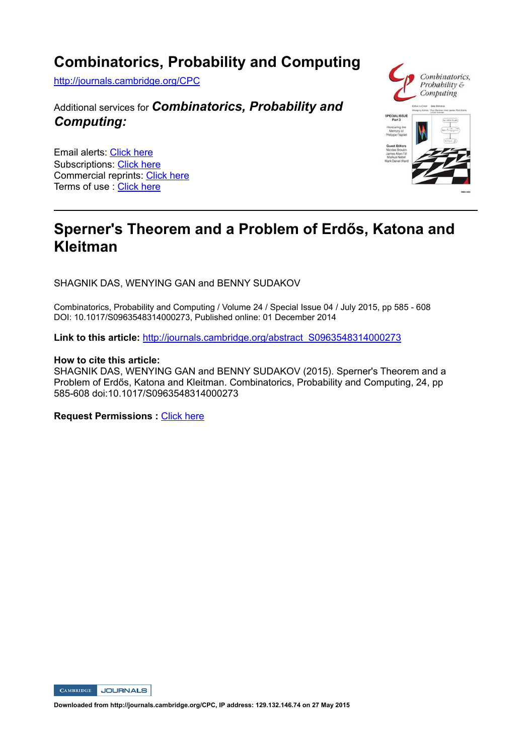# Combinatorics, Probability and Computing

http://journals.cambridge.org/CPC

Additional services for ***Combinatorics, Probability and Computing:***

Email alerts: Click here
Subscriptions: Click here
Commercial reprints: Click here
Terms of use : Click here

---

## Sperner's Theorem and a Problem of Erdős, Katona and Kleitman

SHAGNIK DAS, WENYING GAN and BENNY SUDAKOV

Combinatorics, Probability and Computing / Volume 24 / Special Issue 04 / July 2015, pp 585 - 608
DOI: 10.1017/S0963548314000273, Published online: 01 December 2014

**Link to this article:** http://journals.cambridge.org/abstract_S0963548314000273

**How to cite this article:**
SHAGNIK DAS, WENYING GAN and BENNY SUDAKOV (2015). Sperner's Theorem and a Problem of Erdős, Katona and Kleitman. Combinatorics, Probability and Computing, 24, pp 585-608 doi:10.1017/S0963548314000273

**Request Permissions :** Click here

**Downloaded from http://journals.cambridge.org/CPC, IP address: 129.132.146.74 on 27 May 2015**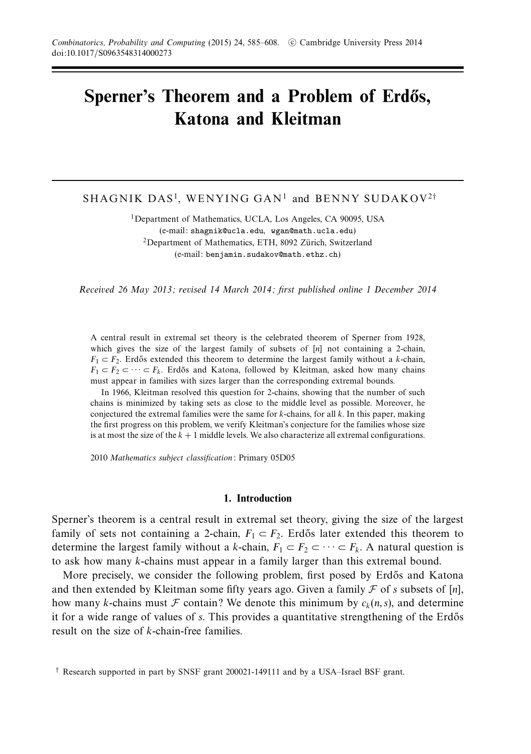# Sperner's Theorem and a Problem of Erdős, Katona and Kleitman

SHAGNIK DAS[1], WENYING GAN[1] and BENNY SUDAKOV[2†]

[1]Department of Mathematics, UCLA, Los Angeles, CA 90095, USA
(e-mail: shagnik@ucla.edu, wgan@math.ucla.edu)
[2]Department of Mathematics, ETH, 8092 Zürich, Switzerland
(e-mail: benjamin.sudakov@math.ethz.ch)

*Received 26 May 2013; revised 14 March 2014; first published online 1 December 2014*

A central result in extremal set theory is the celebrated theorem of Sperner from 1928, which gives the size of the largest family of subsets of $[n]$ not containing a 2-chain, $F_1 \subset F_2$. Erdős extended this theorem to determine the largest family without a $k$-chain, $F_1 \subset F_2 \subset \cdots \subset F_k$. Erdős and Katona, followed by Kleitman, asked how many chains must appear in families with sizes larger than the corresponding extremal bounds.

In 1966, Kleitman resolved this question for 2-chains, showing that the number of such chains is minimized by taking sets as close to the middle level as possible. Moreover, he conjectured the extremal families were the same for $k$-chains, for all $k$. In this paper, making the first progress on this problem, we verify Kleitman's conjecture for the families whose size is at most the size of the $k+1$ middle levels. We also characterize all extremal configurations.

2010 *Mathematics subject classification*: Primary 05D05

## 1. Introduction

Sperner's theorem is a central result in extremal set theory, giving the size of the largest family of sets not containing a 2-chain, $F_1 \subset F_2$. Erdős later extended this theorem to determine the largest family without a $k$-chain, $F_1 \subset F_2 \subset \cdots \subset F_k$. A natural question is to ask how many $k$-chains must appear in a family larger than this extremal bound.

More precisely, we consider the following problem, first posed by Erdős and Katona and then extended by Kleitman some fifty years ago. Given a family $\mathcal{F}$ of $s$ subsets of $[n]$, how many $k$-chains must $\mathcal{F}$ contain? We denote this minimum by $c_k(n, s)$, and determine it for a wide range of values of $s$. This provides a quantitative strengthening of the Erdős result on the size of $k$-chain-free families.

† Research supported in part by SNSF grant 200021-149111 and by a USA–Israel BSF grant.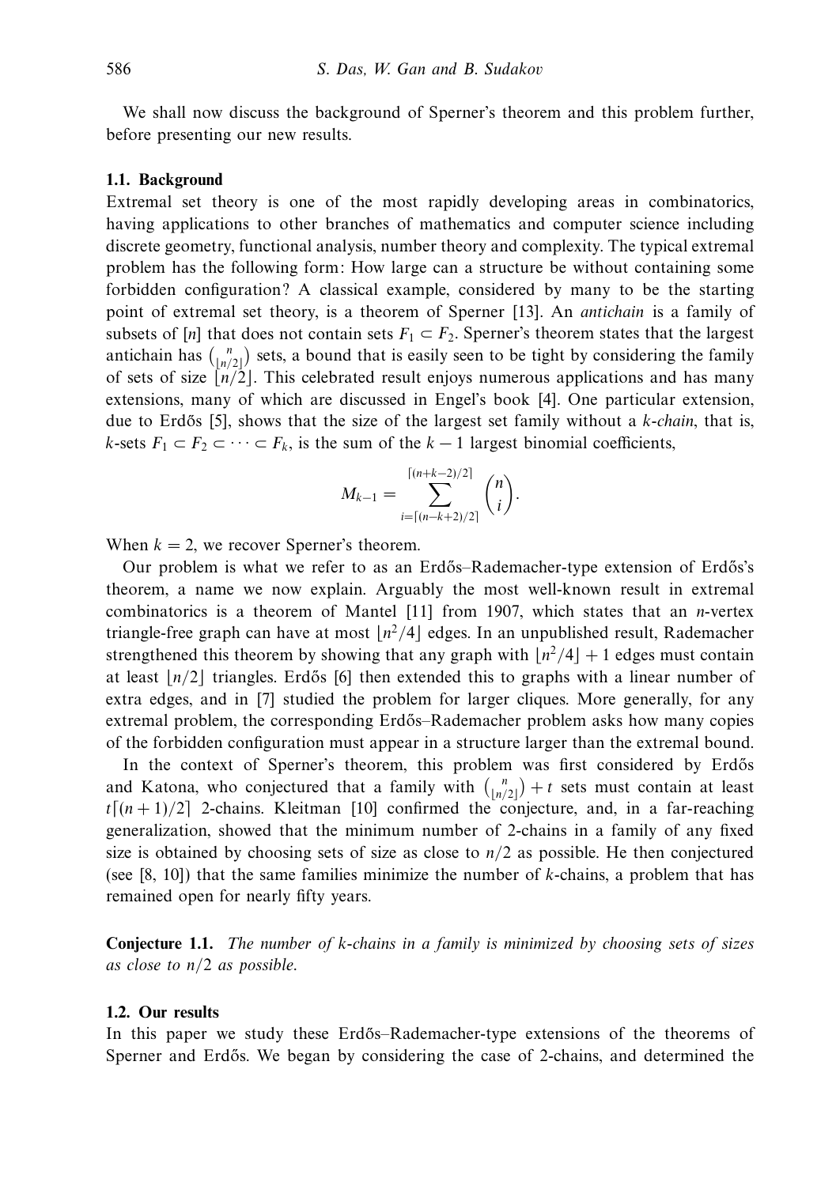We shall now discuss the background of Sperner's theorem and this problem further, before presenting our new results.

### 1.1. Background

Extremal set theory is one of the most rapidly developing areas in combinatorics, having applications to other branches of mathematics and computer science including discrete geometry, functional analysis, number theory and complexity. The typical extremal problem has the following form: How large can a structure be without containing some forbidden configuration? A classical example, considered by many to be the starting point of extremal set theory, is a theorem of Sperner [13]. An *antichain* is a family of subsets of $[n]$ that does not contain sets $F_1 \subset F_2$. Sperner's theorem states that the largest antichain has $\binom{n}{\lfloor n/2 \rfloor}$ sets, a bound that is easily seen to be tight by considering the family of sets of size $\lfloor n/2 \rfloor$. This celebrated result enjoys numerous applications and has many extensions, many of which are discussed in Engel's book [4]. One particular extension, due to Erdős [5], shows that the size of the largest set family without a $k$-*chain*, that is, $k$-sets $F_1 \subset F_2 \subset \cdots \subset F_k$, is the sum of the $k-1$ largest binomial coefficients,

$$M_{k-1} = \sum_{i=\lceil (n-k+2)/2 \rceil}^{\lceil (n+k-2)/2 \rceil} \binom{n}{i}.$$

When $k = 2$, we recover Sperner's theorem.

Our problem is what we refer to as an Erdős–Rademacher-type extension of Erdős's theorem, a name we now explain. Arguably the most well-known result in extremal combinatorics is a theorem of Mantel [11] from 1907, which states that an $n$-vertex triangle-free graph can have at most $\lfloor n^2/4 \rfloor$ edges. In an unpublished result, Rademacher strengthened this theorem by showing that any graph with $\lfloor n^2/4 \rfloor + 1$ edges must contain at least $\lfloor n/2 \rfloor$ triangles. Erdős [6] then extended this to graphs with a linear number of extra edges, and in [7] studied the problem for larger cliques. More generally, for any extremal problem, the corresponding Erdős–Rademacher problem asks how many copies of the forbidden configuration must appear in a structure larger than the extremal bound.

In the context of Sperner's theorem, this problem was first considered by Erdős and Katona, who conjectured that a family with $\binom{n}{\lfloor n/2 \rfloor} + t$ sets must contain at least $t\lceil (n+1)/2 \rceil$ 2-chains. Kleitman [10] confirmed the conjecture, and, in a far-reaching generalization, showed that the minimum number of 2-chains in a family of any fixed size is obtained by choosing sets of size as close to $n/2$ as possible. He then conjectured (see [8, 10]) that the same families minimize the number of $k$-chains, a problem that has remained open for nearly fifty years.

**Conjecture 1.1.** *The number of $k$-chains in a family is minimized by choosing sets of sizes as close to $n/2$ as possible.*

### 1.2. Our results

In this paper we study these Erdős–Rademacher-type extensions of the theorems of Sperner and Erdős. We began by considering the case of 2-chains, and determined the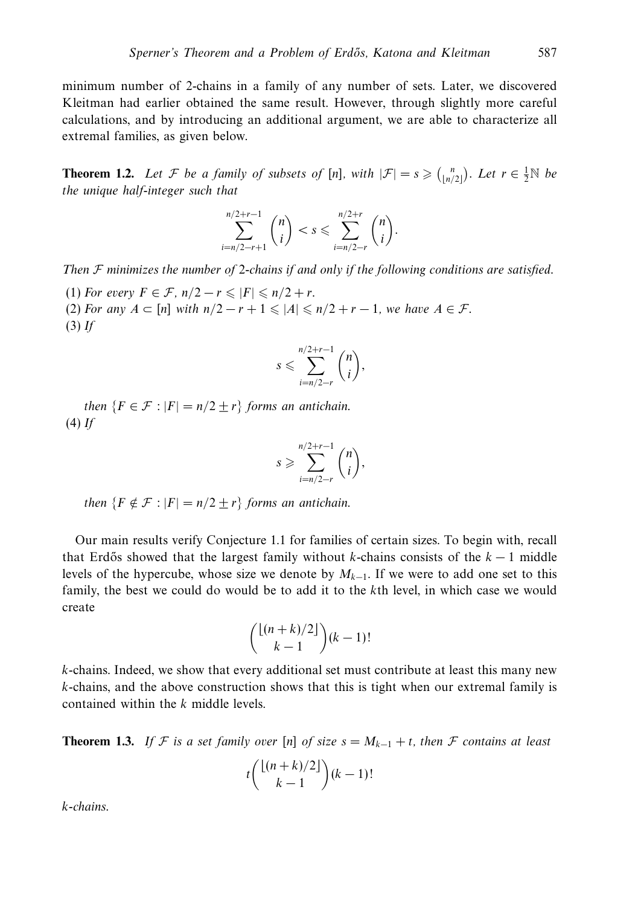minimum number of 2-chains in a family of any number of sets. Later, we discovered Kleitman had earlier obtained the same result. However, through slightly more careful calculations, and by introducing an additional argument, we are able to characterize all extremal families, as given below.

**Theorem 1.2.** *Let $\mathcal{F}$ be a family of subsets of $[n]$, with $|\mathcal{F}| = s \geqslant \binom{n}{\lfloor n/2 \rfloor}$. Let $r \in \frac{1}{2}\mathbb{N}$ be the unique half-integer such that*

$$\sum_{i=n/2-r+1}^{n/2+r-1} \binom{n}{i} < s \leqslant \sum_{i=n/2-r}^{n/2+r} \binom{n}{i}.$$

*Then $\mathcal{F}$ minimizes the number of 2-chains if and only if the following conditions are satisfied.*

(1) *For every $F \in \mathcal{F}$, $n/2 - r \leqslant |F| \leqslant n/2 + r$.*

(2) *For any $A \subset [n]$ with $n/2 - r + 1 \leqslant |A| \leqslant n/2 + r - 1$, we have $A \in \mathcal{F}$.*

(3) *If*

$$s \leqslant \sum_{i=n/2-r}^{n/2+r-1} \binom{n}{i},$$

*then $\{F \in \mathcal{F} : |F| = n/2 \pm r\}$ forms an antichain.*

(4) *If*

$$s \geqslant \sum_{i=n/2-r}^{n/2+r-1} \binom{n}{i},$$

*then $\{F \notin \mathcal{F} : |F| = n/2 \pm r\}$ forms an antichain.*

Our main results verify Conjecture 1.1 for families of certain sizes. To begin with, recall that Erdős showed that the largest family without $k$-chains consists of the $k-1$ middle levels of the hypercube, whose size we denote by $M_{k-1}$. If we were to add one set to this family, the best we could do would be to add it to the $k$th level, in which case we would create

$$\binom{\lfloor (n+k)/2 \rfloor}{k-1}(k-1)!$$

$k$-chains. Indeed, we show that every additional set must contribute at least this many new $k$-chains, and the above construction shows that this is tight when our extremal family is contained within the $k$ middle levels.

**Theorem 1.3.** *If $\mathcal{F}$ is a set family over $[n]$ of size $s = M_{k-1} + t$, then $\mathcal{F}$ contains at least*

$$t\binom{\lfloor (n+k)/2 \rfloor}{k-1}(k-1)!$$

*$k$-chains.*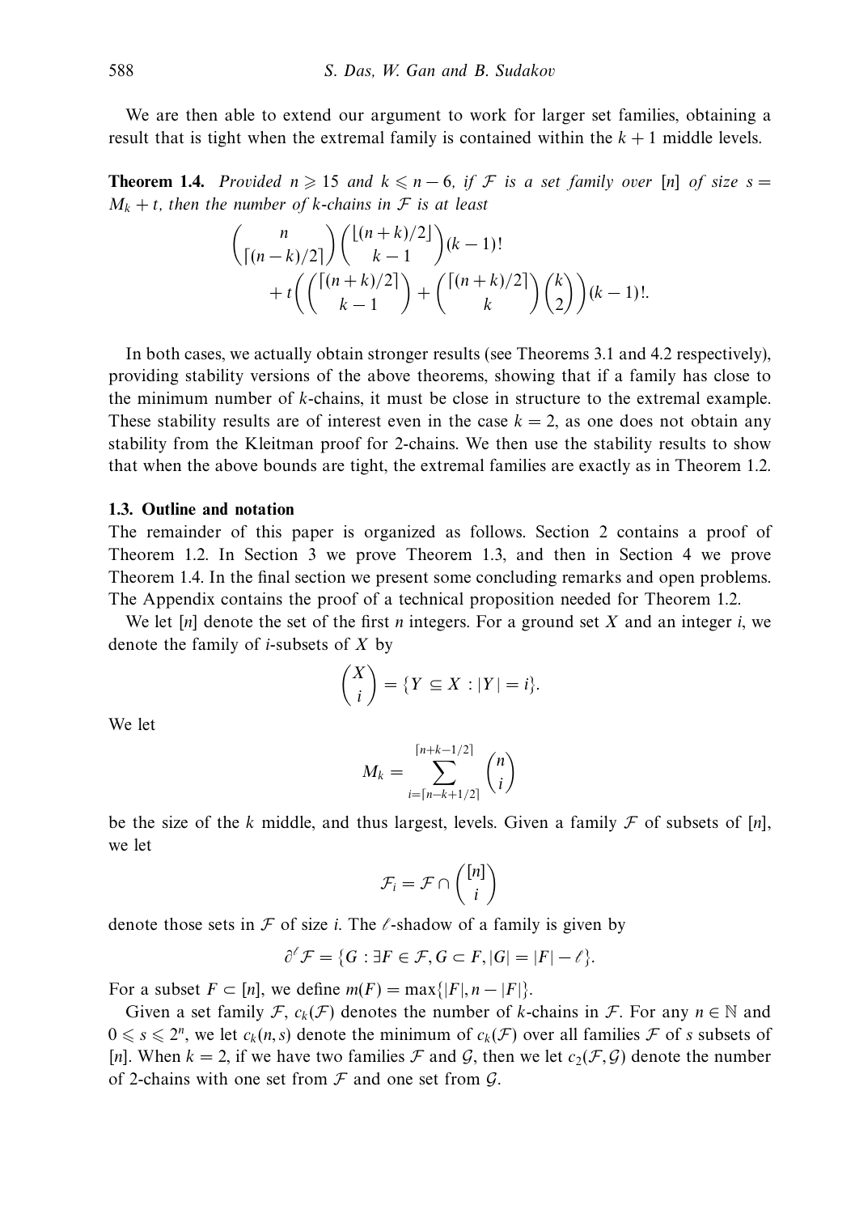We are then able to extend our argument to work for larger set families, obtaining a result that is tight when the extremal family is contained within the $k + 1$ middle levels.

**Theorem 1.4.** *Provided $n \geqslant 15$ and $k \leqslant n - 6$, if $\mathcal{F}$ is a set family over $[n]$ of size $s = M_k + t$, then the number of $k$-chains in $\mathcal{F}$ is at least*

$$\binom{n}{\lceil (n-k)/2 \rceil}\binom{\lfloor (n+k)/2 \rfloor}{k-1}(k-1)! + t\left(\binom{\lceil (n+k)/2 \rceil}{k-1} + \binom{\lceil (n+k)/2 \rceil}{k}\binom{k}{2}\right)(k-1)!.$$

In both cases, we actually obtain stronger results (see Theorems 3.1 and 4.2 respectively), providing stability versions of the above theorems, showing that if a family has close to the minimum number of $k$-chains, it must be close in structure to the extremal example. These stability results are of interest even in the case $k = 2$, as one does not obtain any stability from the Kleitman proof for 2-chains. We then use the stability results to show that when the above bounds are tight, the extremal families are exactly as in Theorem 1.2.

### 1.3. Outline and notation

The remainder of this paper is organized as follows. Section 2 contains a proof of Theorem 1.2. In Section 3 we prove Theorem 1.3, and then in Section 4 we prove Theorem 1.4. In the final section we present some concluding remarks and open problems. The Appendix contains the proof of a technical proposition needed for Theorem 1.2.

We let $[n]$ denote the set of the first $n$ integers. For a ground set $X$ and an integer $i$, we denote the family of $i$-subsets of $X$ by

$$\binom{X}{i} = \{Y \subseteq X : |Y| = i\}.$$

We let

$$M_k = \sum_{i=\lceil n-k+1/2 \rceil}^{\lceil n+k-1/2 \rceil} \binom{n}{i}$$

be the size of the $k$ middle, and thus largest, levels. Given a family $\mathcal{F}$ of subsets of $[n]$, we let

$$\mathcal{F}_i = \mathcal{F} \cap \binom{[n]}{i}$$

denote those sets in $\mathcal{F}$ of size $i$. The $\ell$-shadow of a family is given by

$$\partial^{\ell}\mathcal{F} = \{G : \exists F \in \mathcal{F}, G \subset F, |G| = |F| - \ell\}.$$

For a subset $F \subset [n]$, we define $m(F) = \max\{|F|, n - |F|\}$.

Given a set family $\mathcal{F}$, $c_k(\mathcal{F})$ denotes the number of $k$-chains in $\mathcal{F}$. For any $n \in \mathbb{N}$ and $0 \leqslant s \leqslant 2^n$, we let $c_k(n, s)$ denote the minimum of $c_k(\mathcal{F})$ over all families $\mathcal{F}$ of $s$ subsets of $[n]$. When $k = 2$, if we have two families $\mathcal{F}$ and $\mathcal{G}$, then we let $c_2(\mathcal{F}, \mathcal{G})$ denote the number of 2-chains with one set from $\mathcal{F}$ and one set from $\mathcal{G}$.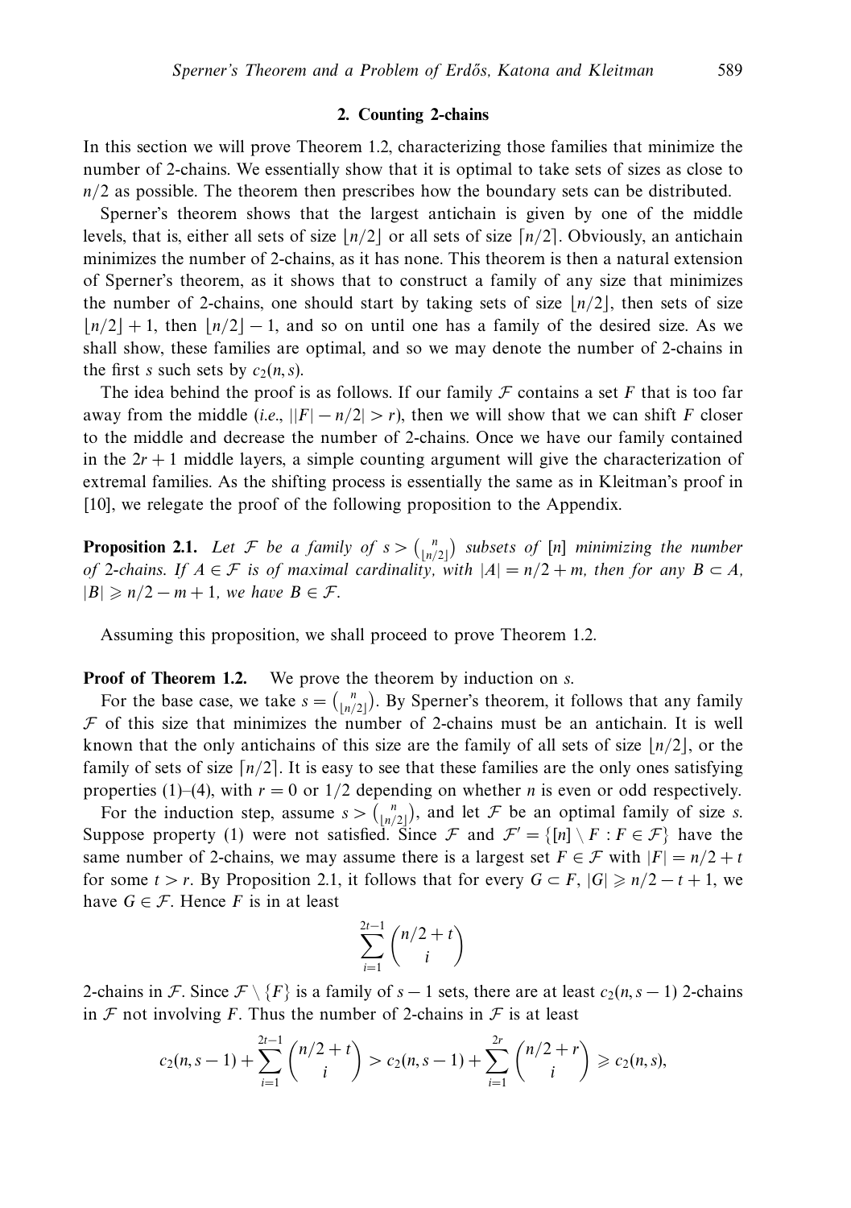## 2. Counting 2-chains

In this section we will prove Theorem 1.2, characterizing those families that minimize the number of 2-chains. We essentially show that it is optimal to take sets of sizes as close to $n/2$ as possible. The theorem then prescribes how the boundary sets can be distributed.

Sperner's theorem shows that the largest antichain is given by one of the middle levels, that is, either all sets of size $\lfloor n/2 \rfloor$ or all sets of size $\lceil n/2 \rceil$. Obviously, an antichain minimizes the number of 2-chains, as it has none. This theorem is then a natural extension of Sperner's theorem, as it shows that to construct a family of any size that minimizes the number of 2-chains, one should start by taking sets of size $\lfloor n/2 \rfloor$, then sets of size $\lfloor n/2 \rfloor + 1$, then $\lfloor n/2 \rfloor - 1$, and so on until one has a family of the desired size. As we shall show, these families are optimal, and so we may denote the number of 2-chains in the first $s$ such sets by $c_2(n, s)$.

The idea behind the proof is as follows. If our family $\mathcal{F}$ contains a set $F$ that is too far away from the middle (*i.e.*, $||F| - n/2| > r$), then we will show that we can shift $F$ closer to the middle and decrease the number of 2-chains. Once we have our family contained in the $2r + 1$ middle layers, a simple counting argument will give the characterization of extremal families. As the shifting process is essentially the same as in Kleitman's proof in [10], we relegate the proof of the following proposition to the Appendix.

**Proposition 2.1.** *Let $\mathcal{F}$ be a family of $s > \binom{n}{\lfloor n/2 \rfloor}$ subsets of $[n]$ minimizing the number of 2-chains. If $A \in \mathcal{F}$ is of maximal cardinality, with $|A| = n/2 + m$, then for any $B \subset A$, $|B| \geqslant n/2 - m + 1$, we have $B \in \mathcal{F}$.*

Assuming this proposition, we shall proceed to prove Theorem 1.2.

**Proof of Theorem 1.2.** We prove the theorem by induction on $s$.

For the base case, we take $s = \binom{n}{\lfloor n/2 \rfloor}$. By Sperner's theorem, it follows that any family $\mathcal{F}$ of this size that minimizes the number of 2-chains must be an antichain. It is well known that the only antichains of this size are the family of all sets of size $\lfloor n/2 \rfloor$, or the family of sets of size $\lceil n/2 \rceil$. It is easy to see that these families are the only ones satisfying properties (1)–(4), with $r = 0$ or $1/2$ depending on whether $n$ is even or odd respectively.

For the induction step, assume $s > \binom{n}{\lfloor n/2 \rfloor}$, and let $\mathcal{F}$ be an optimal family of size $s$. Suppose property (1) were not satisfied. Since $\mathcal{F}$ and $\mathcal{F}' = \{[n] \setminus F : F \in \mathcal{F}\}$ have the same number of 2-chains, we may assume there is a largest set $F \in \mathcal{F}$ with $|F| = n/2 + t$ for some $t > r$. By Proposition 2.1, it follows that for every $G \subset F$, $|G| \geqslant n/2 - t + 1$, we have $G \in \mathcal{F}$. Hence $F$ is in at least

$$\sum_{i=1}^{2t-1} \binom{n/2 + t}{i}$$

2-chains in $\mathcal{F}$. Since $\mathcal{F} \setminus \{F\}$ is a family of $s - 1$ sets, there are at least $c_2(n, s-1)$ 2-chains in $\mathcal{F}$ not involving $F$. Thus the number of 2-chains in $\mathcal{F}$ is at least

$$c_2(n, s-1) + \sum_{i=1}^{2t-1} \binom{n/2 + t}{i} > c_2(n, s-1) + \sum_{i=1}^{2r} \binom{n/2 + r}{i} \geqslant c_2(n, s),$$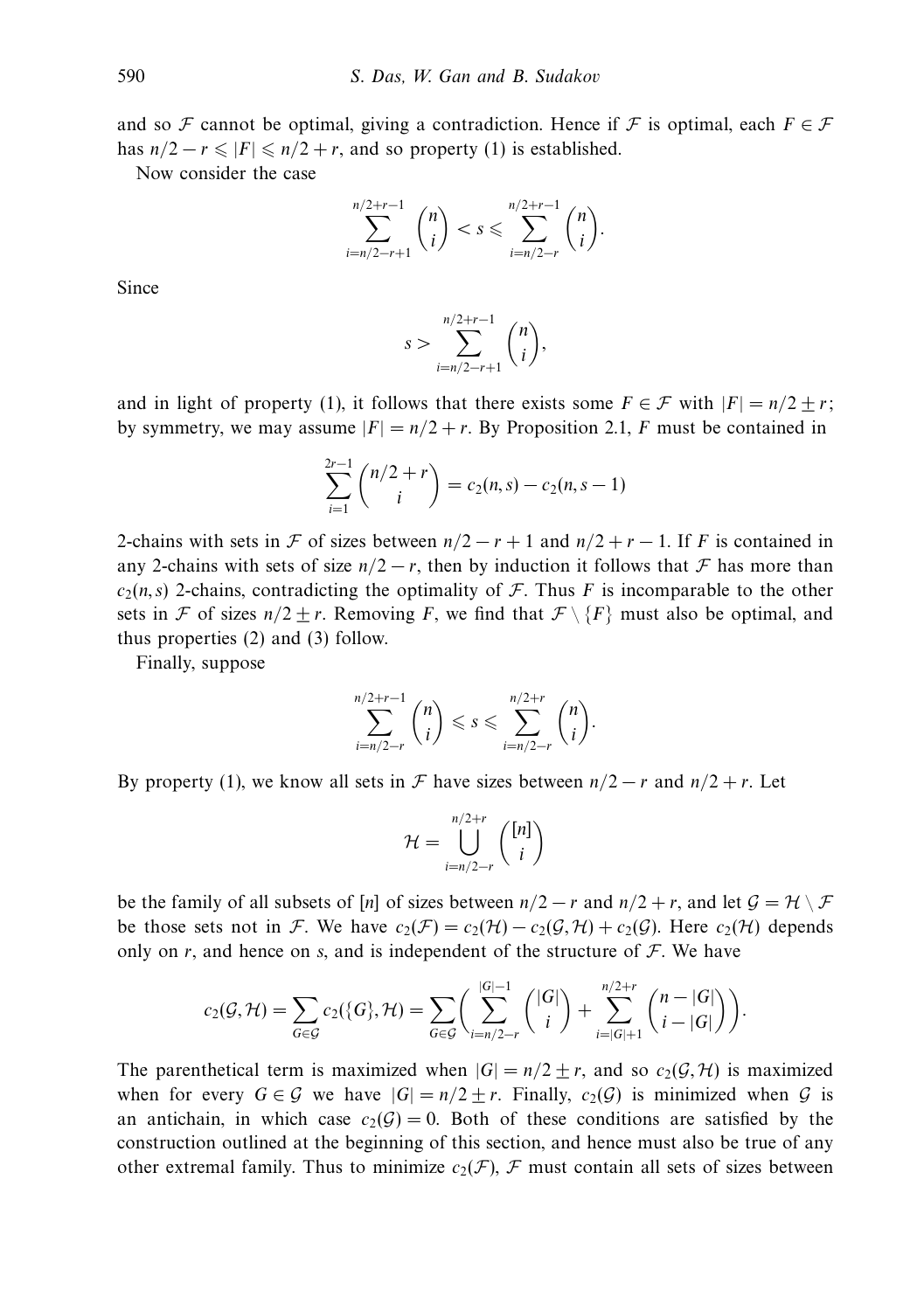and so $\mathcal{F}$ cannot be optimal, giving a contradiction. Hence if $\mathcal{F}$ is optimal, each $F \in \mathcal{F}$ has $n/2 - r \leqslant |F| \leqslant n/2 + r$, and so property (1) is established.

Now consider the case

$$\sum_{i=n/2-r+1}^{n/2+r-1} \binom{n}{i} < s \leqslant \sum_{i=n/2-r}^{n/2+r-1} \binom{n}{i}.$$

Since

$$s > \sum_{i=n/2-r+1}^{n/2+r-1} \binom{n}{i},$$

and in light of property (1), it follows that there exists some $F \in \mathcal{F}$ with $|F| = n/2 \pm r$; by symmetry, we may assume $|F| = n/2 + r$. By Proposition 2.1, $F$ must be contained in

$$\sum_{i=1}^{2r-1} \binom{n/2+r}{i} = c_2(n,s) - c_2(n,s-1)$$

2-chains with sets in $\mathcal{F}$ of sizes between $n/2 - r + 1$ and $n/2 + r - 1$. If $F$ is contained in any 2-chains with sets of size $n/2 - r$, then by induction it follows that $\mathcal{F}$ has more than $c_2(n,s)$ 2-chains, contradicting the optimality of $\mathcal{F}$. Thus $F$ is incomparable to the other sets in $\mathcal{F}$ of sizes $n/2 \pm r$. Removing $F$, we find that $\mathcal{F} \setminus \{F\}$ must also be optimal, and thus properties (2) and (3) follow.

Finally, suppose

$$\sum_{i=n/2-r}^{n/2+r-1} \binom{n}{i} \leqslant s \leqslant \sum_{i=n/2-r}^{n/2+r} \binom{n}{i}.$$

By property (1), we know all sets in $\mathcal{F}$ have sizes between $n/2 - r$ and $n/2 + r$. Let

$$\mathcal{H} = \bigcup_{i=n/2-r}^{n/2+r} \binom{[n]}{i}$$

be the family of all subsets of $[n]$ of sizes between $n/2 - r$ and $n/2 + r$, and let $\mathcal{G} = \mathcal{H} \setminus \mathcal{F}$ be those sets not in $\mathcal{F}$. We have $c_2(\mathcal{F}) = c_2(\mathcal{H}) - c_2(\mathcal{G}, \mathcal{H}) + c_2(\mathcal{G})$. Here $c_2(\mathcal{H})$ depends only on $r$, and hence on $s$, and is independent of the structure of $\mathcal{F}$. We have

$$c_2(\mathcal{G}, \mathcal{H}) = \sum_{G \in \mathcal{G}} c_2(\{G\}, \mathcal{H}) = \sum_{G \in \mathcal{G}} \left( \sum_{i=n/2-r}^{|G|-1} \binom{|G|}{i} + \sum_{i=|G|+1}^{n/2+r} \binom{n-|G|}{i-|G|} \right).$$

The parenthetical term is maximized when $|G| = n/2 \pm r$, and so $c_2(\mathcal{G}, \mathcal{H})$ is maximized when for every $G \in \mathcal{G}$ we have $|G| = n/2 \pm r$. Finally, $c_2(\mathcal{G})$ is minimized when $\mathcal{G}$ is an antichain, in which case $c_2(\mathcal{G}) = 0$. Both of these conditions are satisfied by the construction outlined at the beginning of this section, and hence must also be true of any other extremal family. Thus to minimize $c_2(\mathcal{F})$, $\mathcal{F}$ must contain all sets of sizes between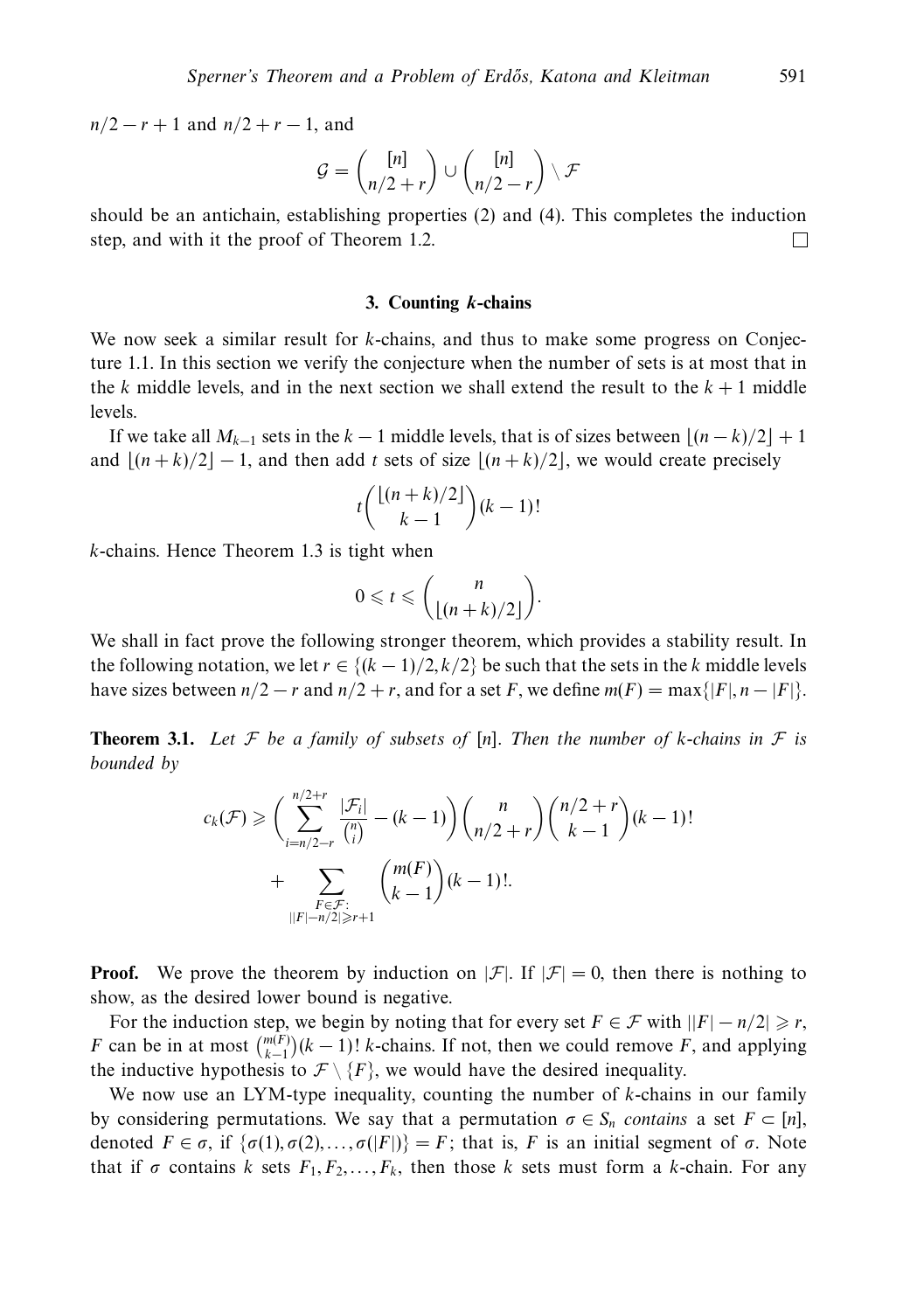$n/2 - r + 1$ and $n/2 + r - 1$, and

$$\mathcal{G} = \binom{[n]}{n/2+r} \cup \binom{[n]}{n/2-r} \setminus \mathcal{F}$$

should be an antichain, establishing properties (2) and (4). This completes the induction step, and with it the proof of Theorem 1.2. $\square$

## 3. Counting *k*-chains

We now seek a similar result for $k$-chains, and thus to make some progress on Conjecture 1.1. In this section we verify the conjecture when the number of sets is at most that in the $k$ middle levels, and in the next section we shall extend the result to the $k+1$ middle levels.

If we take all $M_{k-1}$ sets in the $k-1$ middle levels, that is of sizes between $\lfloor (n-k)/2 \rfloor + 1$ and $\lfloor (n+k)/2 \rfloor - 1$, and then add $t$ sets of size $\lfloor (n+k)/2 \rfloor$, we would create precisely

$$t\binom{\lfloor (n+k)/2 \rfloor}{k-1}(k-1)!$$

$k$-chains. Hence Theorem 1.3 is tight when

$$0 \leqslant t \leqslant \binom{n}{\lfloor (n+k)/2 \rfloor}.$$

We shall in fact prove the following stronger theorem, which provides a stability result. In the following notation, we let $r \in \{(k-1)/2, k/2\}$ be such that the sets in the $k$ middle levels have sizes between $n/2 - r$ and $n/2 + r$, and for a set $F$, we define $m(F) = \max\{|F|, n - |F|\}$.

**Theorem 3.1.** *Let $\mathcal{F}$ be a family of subsets of $[n]$. Then the number of $k$-chains in $\mathcal{F}$ is bounded by*

$$c_k(\mathcal{F}) \geqslant \left( \sum_{i=n/2-r}^{n/2+r} \frac{|\mathcal{F}_i|}{\binom{n}{i}} - (k-1) \right) \binom{n}{n/2+r} \binom{n/2+r}{k-1} (k-1)! + \sum_{\substack{F \in \mathcal{F}: \\ ||F|-n/2| \geqslant r+1}} \binom{m(F)}{k-1}(k-1)!.$$

**Proof.** We prove the theorem by induction on $|\mathcal{F}|$. If $|\mathcal{F}| = 0$, then there is nothing to show, as the desired lower bound is negative.

For the induction step, we begin by noting that for every set $F \in \mathcal{F}$ with $||F| - n/2| \geqslant r$, $F$ can be in at most $\binom{m(F)}{k-1}(k-1)!$ $k$-chains. If not, then we could remove $F$, and applying the inductive hypothesis to $\mathcal{F} \setminus \{F\}$, we would have the desired inequality.

We now use an LYM-type inequality, counting the number of $k$-chains in our family by considering permutations. We say that a permutation $\sigma \in S_n$ *contains* a set $F \subset [n]$, denoted $F \in \sigma$, if $\{\sigma(1), \sigma(2), \ldots, \sigma(|F|)\} = F$; that is, $F$ is an initial segment of $\sigma$. Note that if $\sigma$ contains $k$ sets $F_1, F_2, \ldots, F_k$, then those $k$ sets must form a $k$-chain. For any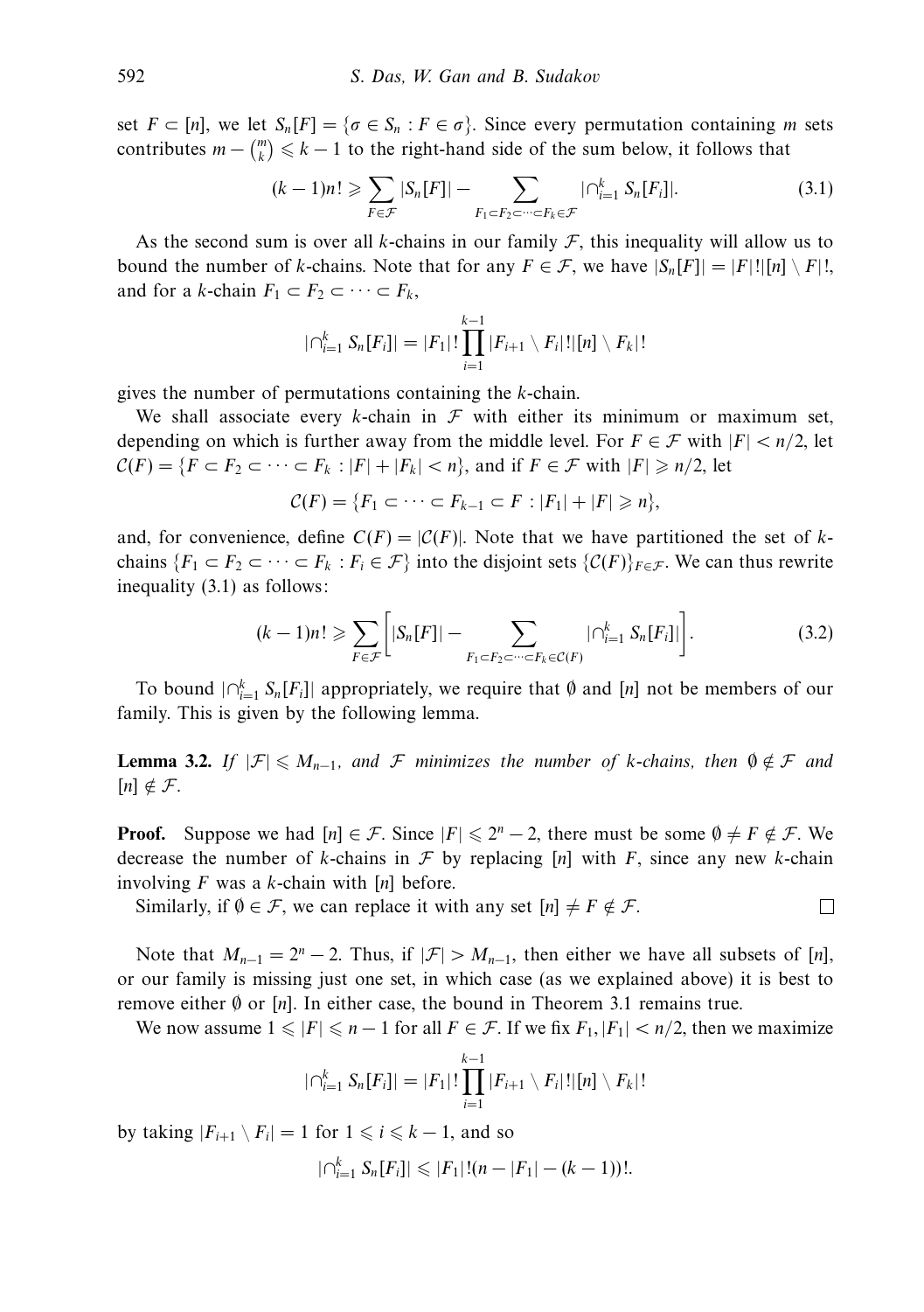set $F \subset [n]$, we let $S_n[F] = \{\sigma \in S_n : F \in \sigma\}$. Since every permutation containing $m$ sets contributes $m - \binom{m}{k} \leqslant k-1$ to the right-hand side of the sum below, it follows that

$$(k-1)n! \geqslant \sum_{F \in \mathcal{F}} |S_n[F]| - \sum_{F_1 \subset F_2 \subset \cdots \subset F_k \in \mathcal{F}} |\cap_{i=1}^k S_n[F_i]|. \tag{3.1}$$

As the second sum is over all $k$-chains in our family $\mathcal{F}$, this inequality will allow us to bound the number of $k$-chains. Note that for any $F \in \mathcal{F}$, we have $|S_n[F]| = |F|!|[n] \setminus F|!$, and for a $k$-chain $F_1 \subset F_2 \subset \cdots \subset F_k$,

$$|\cap_{i=1}^k S_n[F_i]| = |F_1|! \prod_{i=1}^{k-1} |F_{i+1} \setminus F_i|!|[n] \setminus F_k|!$$

gives the number of permutations containing the $k$-chain.

We shall associate every $k$-chain in $\mathcal{F}$ with either its minimum or maximum set, depending on which is further away from the middle level. For $F \in \mathcal{F}$ with $|F| < n/2$, let $\mathcal{C}(F) = \{F \subset F_2 \subset \cdots \subset F_k : |F| + |F_k| < n\}$, and if $F \in \mathcal{F}$ with $|F| \geqslant n/2$, let

$$\mathcal{C}(F) = \{F_1 \subset \cdots \subset F_{k-1} \subset F : |F_1| + |F| \geqslant n\},$$

and, for convenience, define $C(F) = |\mathcal{C}(F)|$. Note that we have partitioned the set of $k$-chains $\{F_1 \subset F_2 \subset \cdots \subset F_k : F_i \in \mathcal{F}\}$ into the disjoint sets $\{\mathcal{C}(F)\}_{F \in \mathcal{F}}$. We can thus rewrite inequality (3.1) as follows:

$$(k-1)n! \geqslant \sum_{F \in \mathcal{F}} \left[ |S_n[F]| - \sum_{F_1 \subset F_2 \subset \cdots \subset F_k \in \mathcal{C}(F)} |\cap_{i=1}^k S_n[F_i]| \right]. \tag{3.2}$$

To bound $|\cap_{i=1}^k S_n[F_i]|$ appropriately, we require that $\emptyset$ and $[n]$ not be members of our family. This is given by the following lemma.

**Lemma 3.2.** *If $|\mathcal{F}| \leqslant M_{n-1}$, and $\mathcal{F}$ minimizes the number of $k$-chains, then $\emptyset \notin \mathcal{F}$ and $[n] \notin \mathcal{F}$.*

**Proof.** Suppose we had $[n] \in \mathcal{F}$. Since $|\mathcal{F}| \leqslant 2^n - 2$, there must be some $\emptyset \neq F \notin \mathcal{F}$. We decrease the number of $k$-chains in $\mathcal{F}$ by replacing $[n]$ with $F$, since any new $k$-chain involving $F$ was a $k$-chain with $[n]$ before.

Similarly, if $\emptyset \in \mathcal{F}$, we can replace it with any set $[n] \neq F \notin \mathcal{F}$. □

Note that $M_{n-1} = 2^n - 2$. Thus, if $|\mathcal{F}| > M_{n-1}$, then either we have all subsets of $[n]$, or our family is missing just one set, in which case (as we explained above) it is best to remove either $\emptyset$ or $[n]$. In either case, the bound in Theorem 3.1 remains true.

We now assume $1 \leqslant |F| \leqslant n-1$ for all $F \in \mathcal{F}$. If we fix $F_1, |F_1| < n/2$, then we maximize

$$|\cap_{i=1}^k S_n[F_i]| = |F_1|! \prod_{i=1}^{k-1} |F_{i+1} \setminus F_i|!|[n] \setminus F_k|!$$

by taking $|F_{i+1} \setminus F_i| = 1$ for $1 \leqslant i \leqslant k-1$, and so

$$|\cap_{i=1}^k S_n[F_i]| \leqslant |F_1|!(n - |F_1| - (k-1))!.$$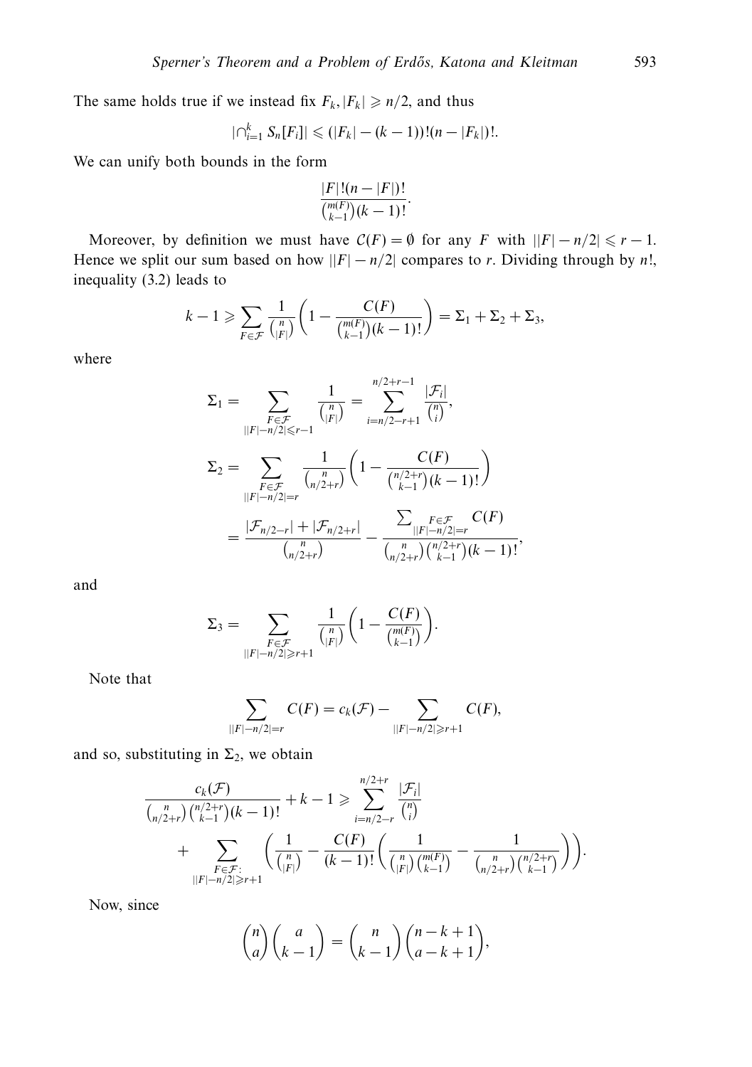The same holds true if we instead fix $F_k, |F_k| \geqslant n/2$, and thus

$$|\cap_{i=1}^k S_n[F_i]| \leqslant (|F_k| - (k-1))!(n - |F_k|)!.$$

We can unify both bounds in the form

$$\frac{|F|!(n-|F|)!}{\binom{m(F)}{k-1}(k-1)!}.$$

Moreover, by definition we must have $\mathcal{C}(F) = \emptyset$ for any $F$ with $||F| - n/2| \leqslant r - 1$. Hence we split our sum based on how $||F| - n/2|$ compares to $r$. Dividing through by $n!$, inequality (3.2) leads to

$$k - 1 \geqslant \sum_{F \in \mathcal{F}} \frac{1}{\binom{n}{|F|}} \left(1 - \frac{C(F)}{\binom{m(F)}{k-1}(k-1)!}\right) = \Sigma_1 + \Sigma_2 + \Sigma_3,$$

where

$$\Sigma_1 = \sum_{\substack{F \in \mathcal{F} \\ ||F| - n/2| \leqslant r-1}} \frac{1}{\binom{n}{|F|}} = \sum_{i=n/2-r+1}^{n/2+r-1} \frac{|\mathcal{F}_i|}{\binom{n}{i}},$$

$$\begin{aligned}\Sigma_2 &= \sum_{\substack{F \in \mathcal{F} \\ ||F| - n/2| = r}} \frac{1}{\binom{n}{n/2+r}} \left(1 - \frac{C(F)}{\binom{n/2+r}{k-1}(k-1)!}\right) \\ &= \frac{|\mathcal{F}_{n/2-r}| + |\mathcal{F}_{n/2+r}|}{\binom{n}{n/2+r}} - \frac{\sum_{\substack{F \in \mathcal{F} \\ ||F|-n/2|=r}} C(F)}{\binom{n}{n/2+r}\binom{n/2+r}{k-1}(k-1)!},\end{aligned}$$

and

$$\Sigma_3 = \sum_{\substack{F \in \mathcal{F} \\ ||F| - n/2| \geqslant r+1}} \frac{1}{\binom{n}{|F|}} \left(1 - \frac{C(F)}{\binom{m(F)}{k-1}}\right).$$

Note that

$$\sum_{||F|-n/2|=r} C(F) = c_k(\mathcal{F}) - \sum_{||F|-n/2| \geqslant r+1} C(F),$$

and so, substituting in $\Sigma_2$, we obtain

$$\begin{aligned}\frac{c_k(\mathcal{F})}{\binom{n}{n/2+r}\binom{n/2+r}{k-1}(k-1)!} + k - 1 &\geqslant \sum_{i=n/2-r}^{n/2+r} \frac{|\mathcal{F}_i|}{\binom{n}{i}} \\ &+ \sum_{\substack{F \in \mathcal{F}: \\ ||F|-n/2| \geqslant r+1}} \left( \frac{1}{\binom{n}{|F|}} - \frac{C(F)}{(k-1)!} \left( \frac{1}{\binom{n}{|F|}\binom{m(F)}{k-1}} - \frac{1}{\binom{n}{n/2+r}\binom{n/2+r}{k-1}} \right) \right).\end{aligned}$$

Now, since

$$\binom{n}{a}\binom{a}{k-1} = \binom{n}{k-1}\binom{n-k+1}{a-k+1},$$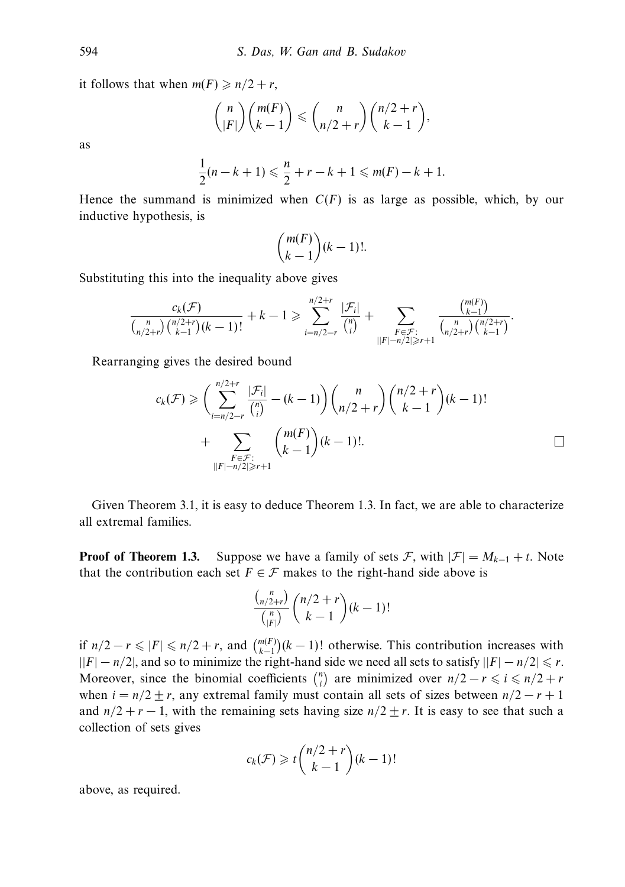it follows that when $m(F) \geqslant n/2 + r$,

$$\binom{n}{|F|}\binom{m(F)}{k-1} \leqslant \binom{n}{n/2+r}\binom{n/2+r}{k-1},$$

as

$$\frac{1}{2}(n-k+1) \leqslant \frac{n}{2} + r - k + 1 \leqslant m(F) - k + 1.$$

Hence the summand is minimized when $C(F)$ is as large as possible, which, by our inductive hypothesis, is

$$\binom{m(F)}{k-1}(k-1)!.$$

Substituting this into the inequality above gives

$$\frac{c_k(\mathcal{F})}{\binom{n}{n/2+r}\binom{n/2+r}{k-1}(k-1)!} + k - 1 \geqslant \sum_{i=n/2-r}^{n/2+r} \frac{|\mathcal{F}_i|}{\binom{n}{i}} + \sum_{\substack{F \in \mathcal{F}: \\ ||F|-n/2| \geqslant r+1}} \frac{\binom{m(F)}{k-1}}{\binom{n}{n/2+r}\binom{n/2+r}{k-1}}.$$

Rearranging gives the desired bound

$$c_k(\mathcal{F}) \geqslant \left( \sum_{i=n/2-r}^{n/2+r} \frac{|\mathcal{F}_i|}{\binom{n}{i}} - (k-1) \right) \binom{n}{n/2+r}\binom{n/2+r}{k-1}(k-1)! + \sum_{\substack{F \in \mathcal{F}: \\ ||F|-n/2| \geqslant r+1}} \binom{m(F)}{k-1}(k-1)!. \qquad \square$$

Given Theorem 3.1, it is easy to deduce Theorem 1.3. In fact, we are able to characterize all extremal families.

**Proof of Theorem 1.3.** Suppose we have a family of sets $\mathcal{F}$, with $|\mathcal{F}| = M_{k-1} + t$. Note that the contribution each set $F \in \mathcal{F}$ makes to the right-hand side above is

$$\frac{\binom{n}{n/2+r}}{\binom{n}{|F|}}\binom{n/2+r}{k-1}(k-1)!$$

if $n/2 - r \leqslant |F| \leqslant n/2 + r$, and $\binom{m(F)}{k-1}(k-1)!$ otherwise. This contribution increases with $||F| - n/2|$, and so to minimize the right-hand side we need all sets to satisfy $||F| - n/2| \leqslant r$. Moreover, since the binomial coefficients $\binom{n}{i}$ are minimized over $n/2 - r \leqslant i \leqslant n/2 + r$ when $i = n/2 \pm r$, any extremal family must contain all sets of sizes between $n/2 - r + 1$ and $n/2 + r - 1$, with the remaining sets having size $n/2 \pm r$. It is easy to see that such a collection of sets gives

$$c_k(\mathcal{F}) \geqslant t\binom{n/2+r}{k-1}(k-1)!$$

above, as required.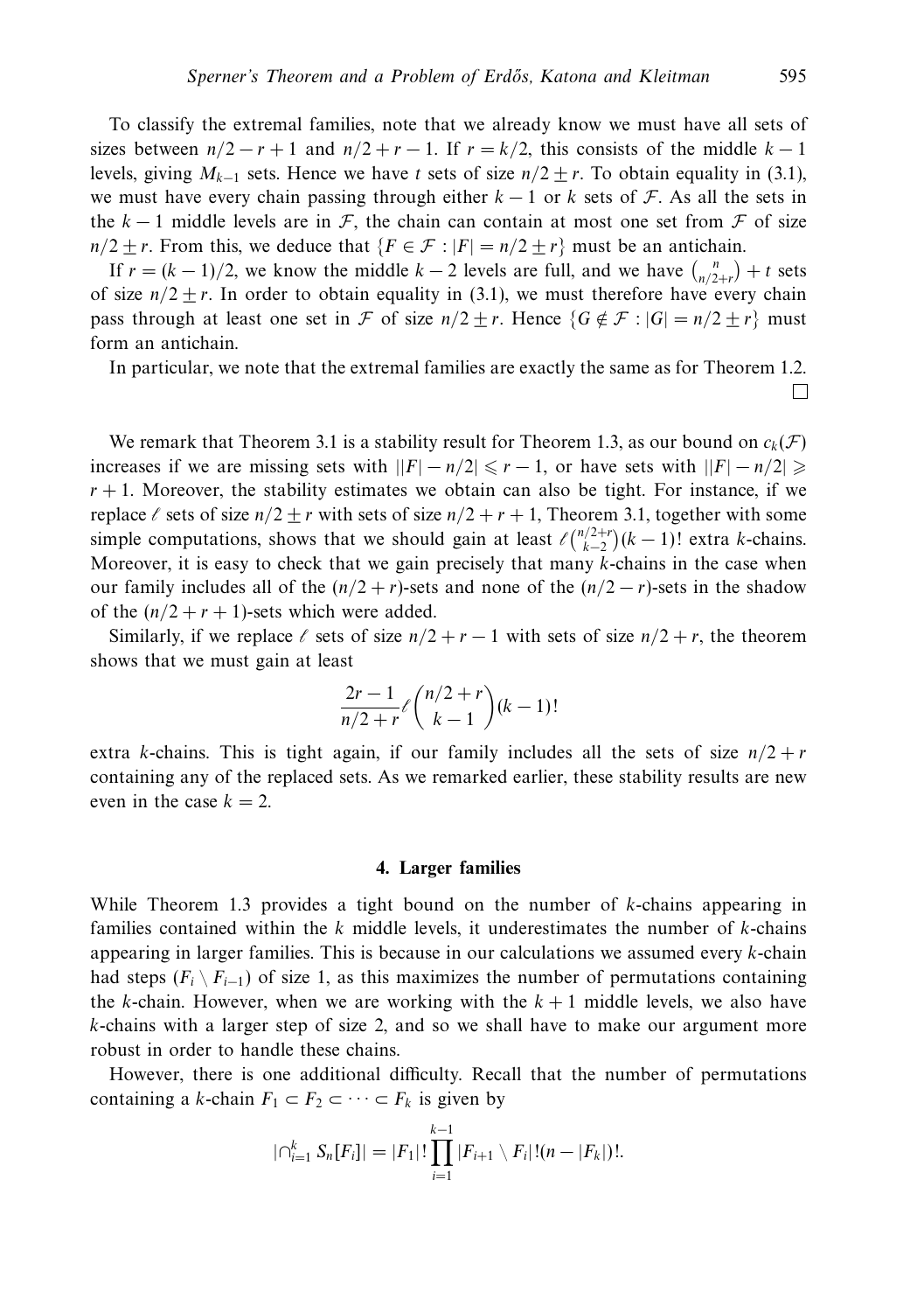To classify the extremal families, note that we already know we must have all sets of sizes between $n/2 - r + 1$ and $n/2 + r - 1$. If $r = k/2$, this consists of the middle $k - 1$ levels, giving $M_{k-1}$ sets. Hence we have $t$ sets of size $n/2 \pm r$. To obtain equality in (3.1), we must have every chain passing through either $k - 1$ or $k$ sets of $\mathcal{F}$. As all the sets in the $k - 1$ middle levels are in $\mathcal{F}$, the chain can contain at most one set from $\mathcal{F}$ of size $n/2 \pm r$. From this, we deduce that $\{F \in \mathcal{F} : |F| = n/2 \pm r\}$ must be an antichain.

If $r = (k-1)/2$, we know the middle $k - 2$ levels are full, and we have $\binom{n}{n/2+r} + t$ sets of size $n/2 \pm r$. In order to obtain equality in (3.1), we must therefore have every chain pass through at least one set in $\mathcal{F}$ of size $n/2 \pm r$. Hence $\{G \notin \mathcal{F} : |G| = n/2 \pm r\}$ must form an antichain.

In particular, we note that the extremal families are exactly the same as for Theorem 1.2. $\square$

We remark that Theorem 3.1 is a stability result for Theorem 1.3, as our bound on $c_k(\mathcal{F})$ increases if we are missing sets with $||F| - n/2| \leqslant r - 1$, or have sets with $||F| - n/2| \geqslant r + 1$. Moreover, the stability estimates we obtain can also be tight. For instance, if we replace $\ell$ sets of size $n/2 \pm r$ with sets of size $n/2 + r + 1$, Theorem 3.1, together with some simple computations, shows that we should gain at least $\ell \binom{n/2+r}{k-2}(k-1)!$ extra $k$-chains. Moreover, it is easy to check that we gain precisely that many $k$-chains in the case when our family includes all of the $(n/2 + r)$-sets and none of the $(n/2 - r)$-sets in the shadow of the $(n/2 + r + 1)$-sets which were added.

Similarly, if we replace $\ell$ sets of size $n/2 + r - 1$ with sets of size $n/2 + r$, the theorem shows that we must gain at least

$$\frac{2r-1}{n/2+r}\ell\binom{n/2+r}{k-1}(k-1)!$$

extra $k$-chains. This is tight again, if our family includes all the sets of size $n/2 + r$ containing any of the replaced sets. As we remarked earlier, these stability results are new even in the case $k = 2$.

## 4. Larger families

While Theorem 1.3 provides a tight bound on the number of $k$-chains appearing in families contained within the $k$ middle levels, it underestimates the number of $k$-chains appearing in larger families. This is because in our calculations we assumed every $k$-chain had steps $(F_i \setminus F_{i-1})$ of size 1, as this maximizes the number of permutations containing the $k$-chain. However, when we are working with the $k + 1$ middle levels, we also have $k$-chains with a larger step of size 2, and so we shall have to make our argument more robust in order to handle these chains.

However, there is one additional difficulty. Recall that the number of permutations containing a $k$-chain $F_1 \subset F_2 \subset \cdots \subset F_k$ is given by

$$|\cap_{i=1}^{k} S_n[F_i]| = |F_1|! \prod_{i=1}^{k-1} |F_{i+1} \setminus F_i|!(n - |F_k|)!.$$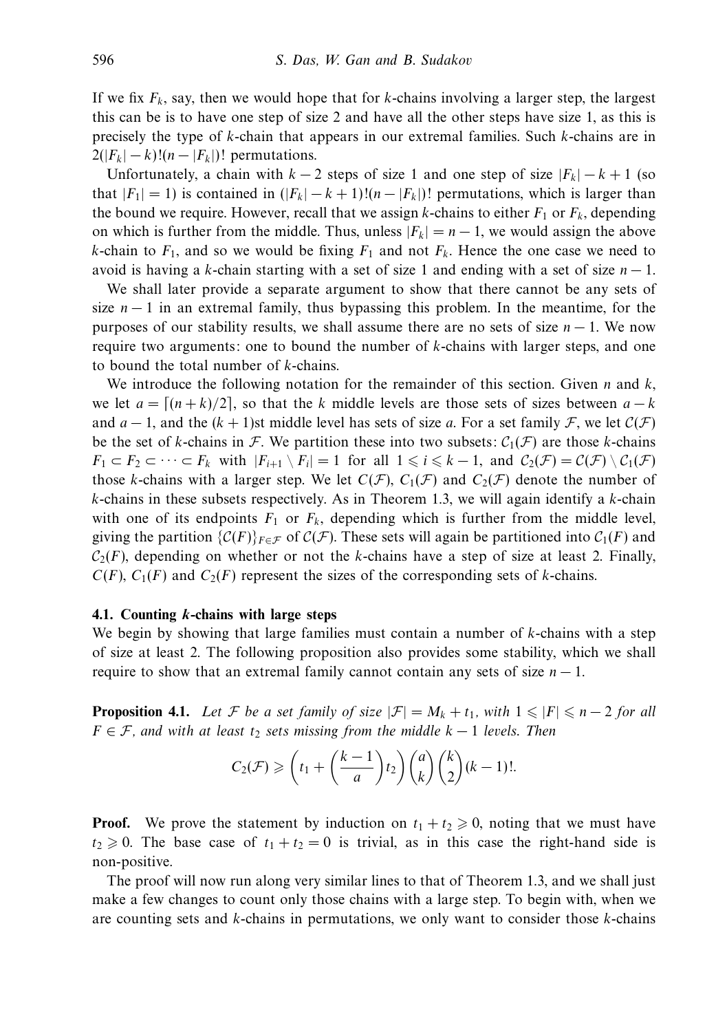If we fix $F_k$, say, then we would hope that for $k$-chains involving a larger step, the largest this can be is to have one step of size 2 and have all the other steps have size 1, as this is precisely the type of $k$-chain that appears in our extremal families. Such $k$-chains are in $2(|F_k| - k)!(n - |F_k|)!$ permutations.

Unfortunately, a chain with $k-2$ steps of size 1 and one step of size $|F_k| - k + 1$ (so that $|F_1| = 1$) is contained in $(|F_k| - k + 1)!(n - |F_k|)!$ permutations, which is larger than the bound we require. However, recall that we assign $k$-chains to either $F_1$ or $F_k$, depending on which is further from the middle. Thus, unless $|F_k| = n - 1$, we would assign the above $k$-chain to $F_1$, and so we would be fixing $F_1$ and not $F_k$. Hence the one case we need to avoid is having a $k$-chain starting with a set of size 1 and ending with a set of size $n - 1$.

We shall later provide a separate argument to show that there cannot be any sets of size $n - 1$ in an extremal family, thus bypassing this problem. In the meantime, for the purposes of our stability results, we shall assume there are no sets of size $n - 1$. We now require two arguments: one to bound the number of $k$-chains with larger steps, and one to bound the total number of $k$-chains.

We introduce the following notation for the remainder of this section. Given $n$ and $k$, we let $a = \lceil (n + k)/2 \rceil$, so that the $k$ middle levels are those sets of sizes between $a - k$ and $a - 1$, and the $(k + 1)$st middle level has sets of size $a$. For a set family $\mathcal{F}$, we let $\mathcal{C}(\mathcal{F})$ be the set of $k$-chains in $\mathcal{F}$. We partition these into two subsets: $\mathcal{C}_1(\mathcal{F})$ are those $k$-chains $F_1 \subset F_2 \subset \cdots \subset F_k$ with $|F_{i+1} \setminus F_i| = 1$ for all $1 \leqslant i \leqslant k - 1$, and $\mathcal{C}_2(\mathcal{F}) = \mathcal{C}(\mathcal{F}) \setminus \mathcal{C}_1(\mathcal{F})$ those $k$-chains with a larger step. We let $C(\mathcal{F})$, $C_1(\mathcal{F})$ and $C_2(\mathcal{F})$ denote the number of $k$-chains in these subsets respectively. As in Theorem 1.3, we will again identify a $k$-chain with one of its endpoints $F_1$ or $F_k$, depending which is further from the middle level, giving the partition $\{\mathcal{C}(F)\}_{F \in \mathcal{F}}$ of $\mathcal{C}(\mathcal{F})$. These sets will again be partitioned into $\mathcal{C}_1(F)$ and $\mathcal{C}_2(F)$, depending on whether or not the $k$-chains have a step of size at least 2. Finally, $C(F)$, $C_1(F)$ and $C_2(F)$ represent the sizes of the corresponding sets of $k$-chains.

### 4.1. Counting $k$-chains with large steps

We begin by showing that large families must contain a number of $k$-chains with a step of size at least 2. The following proposition also provides some stability, which we shall require to show that an extremal family cannot contain any sets of size $n - 1$.

**Proposition 4.1.** *Let $\mathcal{F}$ be a set family of size $|\mathcal{F}| = M_k + t_1$, with $1 \leqslant |F| \leqslant n - 2$ for all $F \in \mathcal{F}$, and with at least $t_2$ sets missing from the middle $k - 1$ levels. Then*

$$C_2(\mathcal{F}) \geqslant \left( t_1 + \left( \frac{k-1}{a} \right) t_2 \right) \binom{a}{k} \binom{k}{2} (k-1)!.$$

**Proof.** We prove the statement by induction on $t_1 + t_2 \geqslant 0$, noting that we must have $t_2 \geqslant 0$. The base case of $t_1 + t_2 = 0$ is trivial, as in this case the right-hand side is non-positive.

The proof will now run along very similar lines to that of Theorem 1.3, and we shall just make a few changes to count only those chains with a large step. To begin with, when we are counting sets and $k$-chains in permutations, we only want to consider those $k$-chains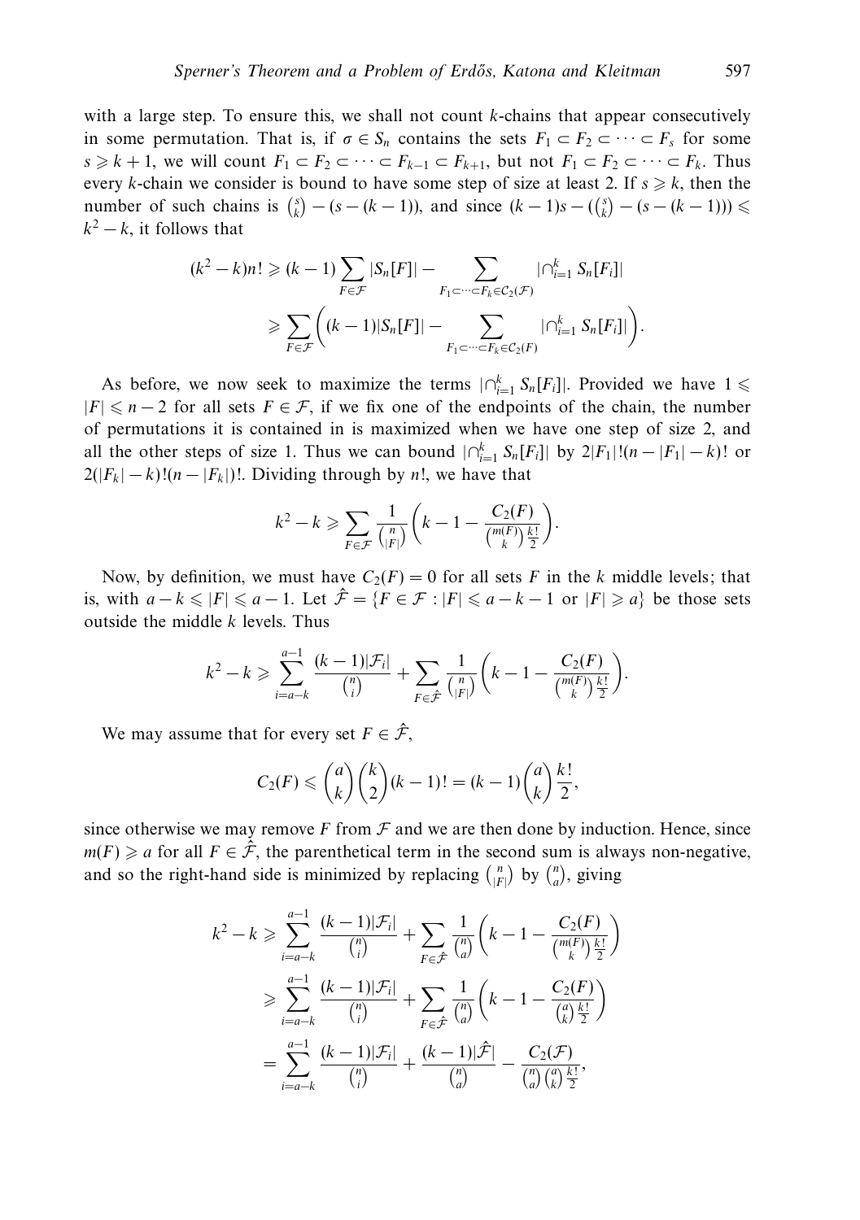with a large step. To ensure this, we shall not count $k$-chains that appear consecutively in some permutation. That is, if $\sigma \in S_n$ contains the sets $F_1 \subset F_2 \subset \cdots \subset F_s$ for some $s \geqslant k+1$, we will count $F_1 \subset F_2 \subset \cdots \subset F_{k-1} \subset F_{k+1}$, but not $F_1 \subset F_2 \subset \cdots \subset F_k$. Thus every $k$-chain we consider is bound to have some step of size at least 2. If $s \geqslant k$, then the number of such chains is $\binom{s}{k} - (s-(k-1))$, and since $(k-1)s - (\binom{s}{k} - (s-(k-1))) \leqslant k^2 - k$, it follows that

$$
\begin{aligned}
(k^2-k)n! &\geqslant (k-1)\sum_{F \in \mathcal{F}} |S_n[F]| - \sum_{F_1 \subset \cdots \subset F_k \in \mathcal{C}_2(\mathcal{F})} |\cap_{i=1}^k S_n[F_i]| \\
&\geqslant \sum_{F \in \mathcal{F}} \left( (k-1)|S_n[F]| - \sum_{F_1 \subset \cdots \subset F_k \in \mathcal{C}_2(F)} |\cap_{i=1}^k S_n[F_i]| \right).
\end{aligned}
$$

As before, we now seek to maximize the terms $|\cap_{i=1}^k S_n[F_i]|$. Provided we have $1 \leqslant |F| \leqslant n-2$ for all sets $F \in \mathcal{F}$, if we fix one of the endpoints of the chain, the number of permutations it is contained in is maximized when we have one step of size 2, and all the other steps of size 1. Thus we can bound $|\cap_{i=1}^k S_n[F_i]|$ by $2|F_1|!(n-|F_1|-k)!$ or $2(|F_k|-k)!(n-|F_k|)!$. Dividing through by $n!$, we have that

$$
k^2 - k \geqslant \sum_{F \in \mathcal{F}} \frac{1}{\binom{n}{|F|}} \left( k - 1 - \frac{C_2(F)}{\binom{m(F)}{k}\frac{k!}{2}} \right).
$$

Now, by definition, we must have $C_2(F) = 0$ for all sets $F$ in the $k$ middle levels; that is, with $a-k \leqslant |F| \leqslant a-1$. Let $\hat{\mathcal{F}} = \{F \in \mathcal{F} : |F| \leqslant a-k-1 \text{ or } |F| \geqslant a\}$ be those sets outside the middle $k$ levels. Thus

$$
k^2 - k \geqslant \sum_{i=a-k}^{a-1} \frac{(k-1)|\mathcal{F}_i|}{\binom{n}{i}} + \sum_{F \in \hat{\mathcal{F}}} \frac{1}{\binom{n}{|F|}} \left( k - 1 - \frac{C_2(F)}{\binom{m(F)}{k}\frac{k!}{2}} \right).
$$

We may assume that for every set $F \in \hat{\mathcal{F}}$,

$$
C_2(F) \leqslant \binom{a}{k}\binom{k}{2}(k-1)! = (k-1)\binom{a}{k}\frac{k!}{2},
$$

since otherwise we may remove $F$ from $\mathcal{F}$ and we are then done by induction. Hence, since $m(F) \geqslant a$ for all $F \in \hat{\mathcal{F}}$, the parenthetical term in the second sum is always non-negative, and so the right-hand side is minimized by replacing $\binom{n}{|F|}$ by $\binom{n}{a}$, giving

$$
\begin{aligned}
k^2 - k &\geqslant \sum_{i=a-k}^{a-1} \frac{(k-1)|\mathcal{F}_i|}{\binom{n}{i}} + \sum_{F \in \hat{\mathcal{F}}} \frac{1}{\binom{n}{a}} \left( k - 1 - \frac{C_2(F)}{\binom{m(F)}{k}\frac{k!}{2}} \right) \\
&\geqslant \sum_{i=a-k}^{a-1} \frac{(k-1)|\mathcal{F}_i|}{\binom{n}{i}} + \sum_{F \in \hat{\mathcal{F}}} \frac{1}{\binom{n}{a}} \left( k - 1 - \frac{C_2(F)}{\binom{a}{k}\frac{k!}{2}} \right) \\
&= \sum_{i=a-k}^{a-1} \frac{(k-1)|\mathcal{F}_i|}{\binom{n}{i}} + \frac{(k-1)|\hat{\mathcal{F}}|}{\binom{n}{a}} - \frac{C_2(\mathcal{F})}{\binom{n}{a}\binom{a}{k}\frac{k!}{2}},
\end{aligned}
$$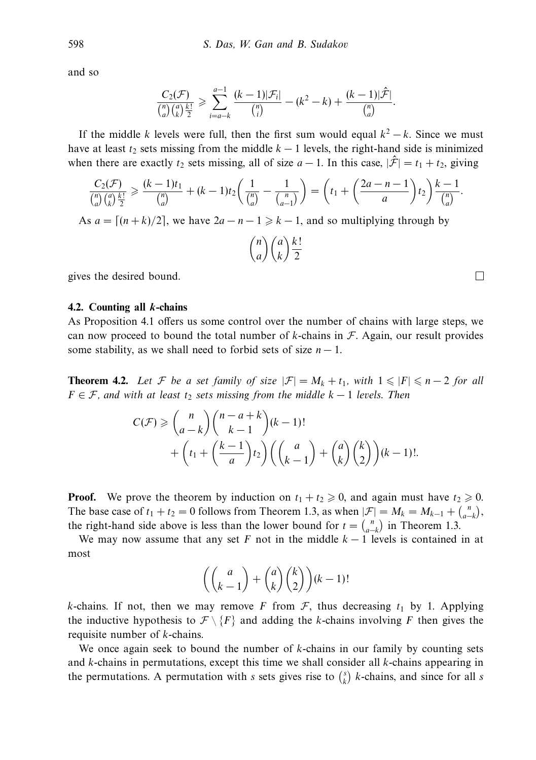and so

$$\frac{C_2(\mathcal{F})}{\binom{n}{a}\binom{a}{k}\frac{k!}{2}} \geqslant \sum_{i=a-k}^{a-1} \frac{(k-1)|\mathcal{F}_i|}{\binom{n}{i}} - (k^2-k) + \frac{(k-1)|\hat{\mathcal{F}}|}{\binom{n}{a}}.$$

If the middle $k$ levels were full, then the first sum would equal $k^2-k$. Since we must have at least $t_2$ sets missing from the middle $k-1$ levels, the right-hand side is minimized when there are exactly $t_2$ sets missing, all of size $a-1$. In this case, $|\hat{\mathcal{F}}| = t_1 + t_2$, giving

$$\frac{C_2(\mathcal{F})}{\binom{n}{a}\binom{a}{k}\frac{k!}{2}} \geqslant \frac{(k-1)t_1}{\binom{n}{a}} + (k-1)t_2\left(\frac{1}{\binom{n}{a}} - \frac{1}{\binom{n}{a-1}}\right) = \left(t_1 + \left(\frac{2a-n-1}{a}\right)t_2\right)\frac{k-1}{\binom{n}{a}}.$$

As $a = \lceil (n+k)/2 \rceil$, we have $2a-n-1 \geqslant k-1$, and so multiplying through by

$$\binom{n}{a}\binom{a}{k}\frac{k!}{2}$$

gives the desired bound. □

### 4.2. Counting all $k$-chains

As Proposition 4.1 offers us some control over the number of chains with large steps, we can now proceed to bound the total number of $k$-chains in $\mathcal{F}$. Again, our result provides some stability, as we shall need to forbid sets of size $n-1$.

**Theorem 4.2.** *Let $\mathcal{F}$ be a set family of size $|\mathcal{F}| = M_k + t_1$, with $1 \leqslant |F| \leqslant n-2$ for all $F \in \mathcal{F}$, and with at least $t_2$ sets missing from the middle $k-1$ levels. Then*

$$C(\mathcal{F}) \geqslant \binom{n}{a-k}\binom{n-a+k}{k-1}(k-1)! + \left(t_1 + \left(\frac{k-1}{a}\right)t_2\right)\left(\binom{a}{k-1} + \binom{a}{k}\binom{k}{2}\right)(k-1)!.$$

**Proof.** We prove the theorem by induction on $t_1 + t_2 \geqslant 0$, and again must have $t_2 \geqslant 0$. The base case of $t_1 + t_2 = 0$ follows from Theorem 1.3, as when $|\mathcal{F}| = M_k = M_{k-1} + \binom{n}{a-k}$, the right-hand side above is less than the lower bound for $t = \binom{n}{a-k}$ in Theorem 1.3.

We may now assume that any set $F$ not in the middle $k-1$ levels is contained in at most

$$\left(\binom{a}{k-1} + \binom{a}{k}\binom{k}{2}\right)(k-1)!$$

$k$-chains. If not, then we may remove $F$ from $\mathcal{F}$, thus decreasing $t_1$ by 1. Applying the inductive hypothesis to $\mathcal{F} \setminus \{F\}$ and adding the $k$-chains involving $F$ then gives the requisite number of $k$-chains.

We once again seek to bound the number of $k$-chains in our family by counting sets and $k$-chains in permutations, except this time we shall consider all $k$-chains appearing in the permutations. A permutation with $s$ sets gives rise to $\binom{s}{k}$ $k$-chains, and since for all $s$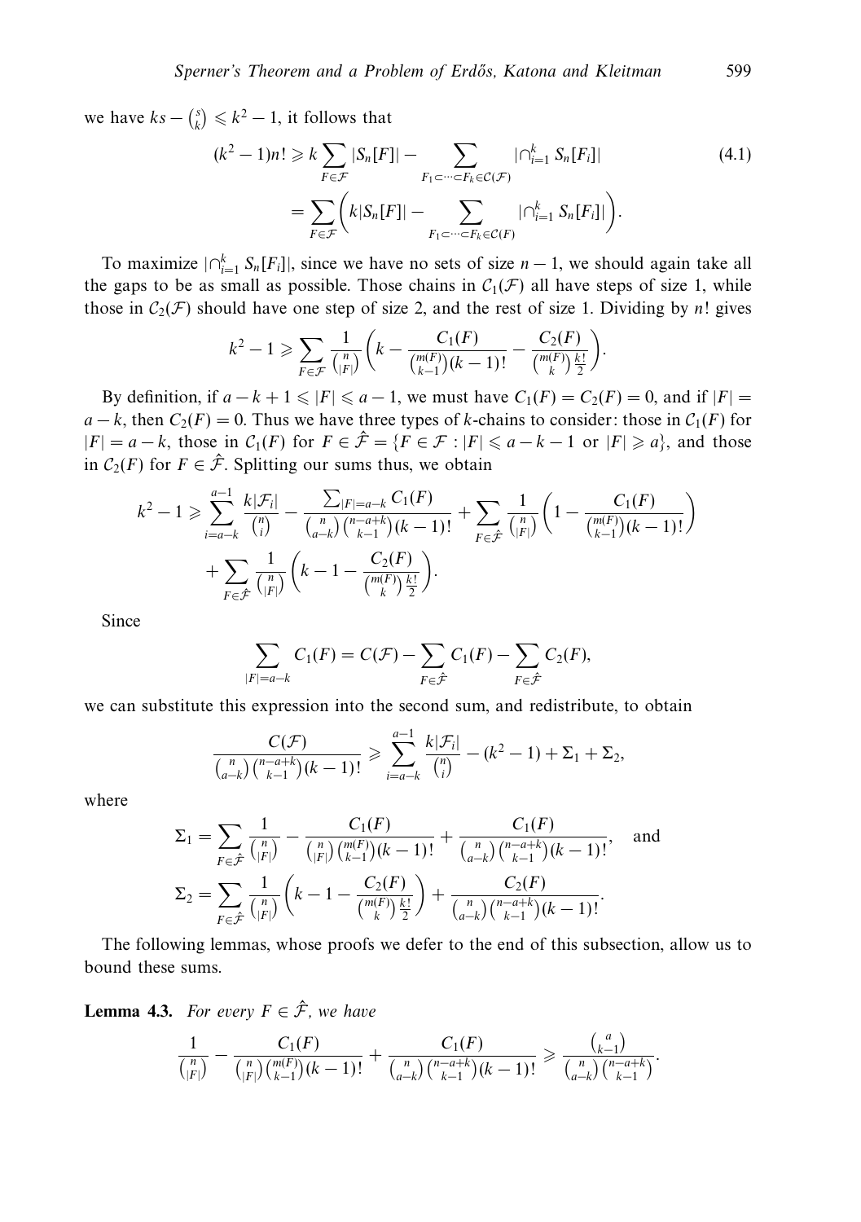we have $ks - \binom{s}{k} \leqslant k^2 - 1$, it follows that

$$(k^2-1)n! \geqslant k \sum_{F \in \mathcal{F}} |S_n[F]| - \sum_{F_1 \subset \cdots \subset F_k \in \mathcal{C}(\mathcal{F})} |\cap_{i=1}^k S_n[F_i]| \tag{4.1}$$

$$= \sum_{F \in \mathcal{F}} \bigg( k|S_n[F]| - \sum_{F_1 \subset \cdots \subset F_k \in \mathcal{C}(F)} |\cap_{i=1}^k S_n[F_i]| \bigg).$$

To maximize $|\cap_{i=1}^k S_n[F_i]|$, since we have no sets of size $n-1$, we should again take all the gaps to be as small as possible. Those chains in $\mathcal{C}_1(\mathcal{F})$ all have steps of size 1, while those in $\mathcal{C}_2(\mathcal{F})$ should have one step of size 2, and the rest of size 1. Dividing by $n!$ gives

$$k^2 - 1 \geqslant \sum_{F \in \mathcal{F}} \frac{1}{\binom{n}{|F|}} \bigg( k - \frac{C_1(F)}{\binom{m(F)}{k-1}(k-1)!} - \frac{C_2(F)}{\binom{m(F)}{k}\frac{k!}{2}} \bigg).$$

By definition, if $a-k+1 \leqslant |F| \leqslant a-1$, we must have $C_1(F) = C_2(F) = 0$, and if $|F| = a-k$, then $C_2(F) = 0$. Thus we have three types of $k$-chains to consider: those in $\mathcal{C}_1(F)$ for $|F| = a-k$, those in $\mathcal{C}_1(F)$ for $F \in \hat{\mathcal{F}} = \{F \in \mathcal{F} : |F| \leqslant a-k-1 \text{ or } |F| \geqslant a\}$, and those in $\mathcal{C}_2(F)$ for $F \in \hat{\mathcal{F}}$. Splitting our sums thus, we obtain

$$k^2 - 1 \geqslant \sum_{i=a-k}^{a-1} \frac{k|\mathcal{F}_i|}{\binom{n}{i}} - \frac{\sum_{|F|=a-k} C_1(F)}{\binom{n}{a-k}\binom{n-a+k}{k-1}(k-1)!} + \sum_{F \in \hat{\mathcal{F}}} \frac{1}{\binom{n}{|F|}} \bigg( 1 - \frac{C_1(F)}{\binom{m(F)}{k-1}(k-1)!} \bigg)$$
$$+ \sum_{F \in \hat{\mathcal{F}}} \frac{1}{\binom{n}{|F|}} \bigg( k - 1 - \frac{C_2(F)}{\binom{m(F)}{k}\frac{k!}{2}} \bigg).$$

Since

$$\sum_{|F|=a-k} C_1(F) = C(\mathcal{F}) - \sum_{F \in \hat{\mathcal{F}}} C_1(F) - \sum_{F \in \hat{\mathcal{F}}} C_2(F),$$

we can substitute this expression into the second sum, and redistribute, to obtain

$$\frac{C(\mathcal{F})}{\binom{n}{a-k}\binom{n-a+k}{k-1}(k-1)!} \geqslant \sum_{i=a-k}^{a-1} \frac{k|\mathcal{F}_i|}{\binom{n}{i}} - (k^2-1) + \Sigma_1 + \Sigma_2,$$

where

$$\Sigma_1 = \sum_{F \in \hat{\mathcal{F}}} \frac{1}{\binom{n}{|F|}} - \frac{C_1(F)}{\binom{n}{|F|}\binom{m(F)}{k-1}(k-1)!} + \frac{C_1(F)}{\binom{n}{a-k}\binom{n-a+k}{k-1}(k-1)!}, \quad \text{and}$$

$$\Sigma_2 = \sum_{F \in \hat{\mathcal{F}}} \frac{1}{\binom{n}{|F|}} \bigg( k - 1 - \frac{C_2(F)}{\binom{m(F)}{k}\frac{k!}{2}} \bigg) + \frac{C_2(F)}{\binom{n}{a-k}\binom{n-a+k}{k-1}(k-1)!}.$$

The following lemmas, whose proofs we defer to the end of this subsection, allow us to bound these sums.

**Lemma 4.3.** *For every $F \in \hat{\mathcal{F}}$, we have*

$$\frac{1}{\binom{n}{|F|}} - \frac{C_1(F)}{\binom{n}{|F|}\binom{m(F)}{k-1}(k-1)!} + \frac{C_1(F)}{\binom{n}{a-k}\binom{n-a+k}{k-1}(k-1)!} \geqslant \frac{\binom{a}{k-1}}{\binom{n}{a-k}\binom{n-a+k}{k-1}}.$$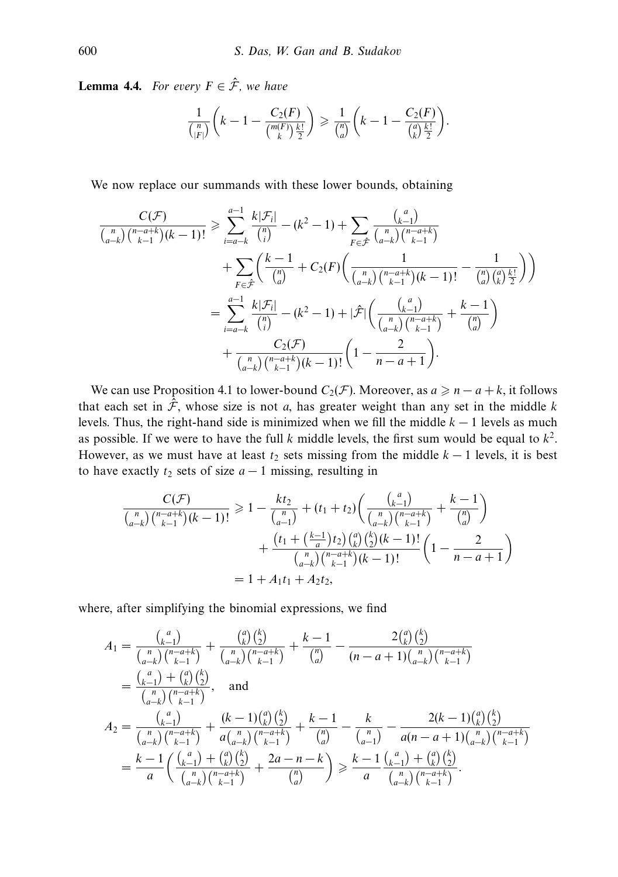**Lemma 4.4.** *For every $F \in \hat{\mathcal{F}}$, we have*

$$\frac{1}{\binom{n}{|F|}}\left(k-1-\frac{C_2(F)}{\binom{m(F)}{k}\frac{k!}{2}}\right) \geqslant \frac{1}{\binom{n}{a}}\left(k-1-\frac{C_2(F)}{\binom{a}{k}\frac{k!}{2}}\right).$$

We now replace our summands with these lower bounds, obtaining

$$\begin{aligned}
\frac{C(\mathcal{F})}{\binom{n}{a-k}\binom{n-a+k}{k-1}(k-1)!} &\geqslant \sum_{i=a-k}^{a-1}\frac{k|\mathcal{F}_i|}{\binom{n}{i}} - (k^2-1) + \sum_{F\in\hat{\mathcal{F}}}\frac{\binom{a}{k-1}}{\binom{n}{a-k}\binom{n-a+k}{k-1}} \\
&\quad + \sum_{F\in\hat{\mathcal{F}}}\left(\frac{k-1}{\binom{n}{a}} + C_2(F)\left(\frac{1}{\binom{n}{a-k}\binom{n-a+k}{k-1}(k-1)!} - \frac{1}{\binom{n}{a}\binom{a}{k}\frac{k!}{2}}\right)\right) \\
&= \sum_{i=a-k}^{a-1}\frac{k|\mathcal{F}_i|}{\binom{n}{i}} - (k^2-1) + |\hat{\mathcal{F}}|\left(\frac{\binom{a}{k-1}}{\binom{n}{a-k}\binom{n-a+k}{k-1}} + \frac{k-1}{\binom{n}{a}}\right) \\
&\quad + \frac{C_2(\mathcal{F})}{\binom{n}{a-k}\binom{n-a+k}{k-1}(k-1)!}\left(1-\frac{2}{n-a+1}\right).
\end{aligned}$$

We can use Proposition 4.1 to lower-bound $C_2(\mathcal{F})$. Moreover, as $a \geqslant n-a+k$, it follows that each set in $\hat{\mathcal{F}}$, whose size is not $a$, has greater weight than any set in the middle $k$ levels. Thus, the right-hand side is minimized when we fill the middle $k-1$ levels as much as possible. If we were to have the full $k$ middle levels, the first sum would be equal to $k^2$. However, as we must have at least $t_2$ sets missing from the middle $k-1$ levels, it is best to have exactly $t_2$ sets of size $a-1$ missing, resulting in

$$\begin{aligned}
\frac{C(\mathcal{F})}{\binom{n}{a-k}\binom{n-a+k}{k-1}(k-1)!} &\geqslant 1 - \frac{kt_2}{\binom{n}{a-1}} + (t_1+t_2)\left(\frac{\binom{a}{k-1}}{\binom{n}{a-k}\binom{n-a+k}{k-1}} + \frac{k-1}{\binom{n}{a}}\right) \\
&\quad + \frac{\left(t_1 + \left(\frac{k-1}{a}\right)t_2\right)\binom{a}{k}\binom{k}{2}(k-1)!}{\binom{n}{a-k}\binom{n-a+k}{k-1}(k-1)!}\left(1-\frac{2}{n-a+1}\right) \\
&= 1 + A_1t_1 + A_2t_2,
\end{aligned}$$

where, after simplifying the binomial expressions, we find

$$\begin{aligned}
A_1 &= \frac{\binom{a}{k-1}}{\binom{n}{a-k}\binom{n-a+k}{k-1}} + \frac{\binom{a}{k}\binom{k}{2}}{\binom{n}{a-k}\binom{n-a+k}{k-1}} + \frac{k-1}{\binom{n}{a}} - \frac{2\binom{a}{k}\binom{k}{2}}{(n-a+1)\binom{n}{a-k}\binom{n-a+k}{k-1}} \\
&= \frac{\binom{a}{k-1}+\binom{a}{k}\binom{k}{2}}{\binom{n}{a-k}\binom{n-a+k}{k-1}}, \quad \text{and} \\
A_2 &= \frac{\binom{a}{k-1}}{\binom{n}{a-k}\binom{n-a+k}{k-1}} + \frac{(k-1)\binom{a}{k}\binom{k}{2}}{a\binom{n}{a-k}\binom{n-a+k}{k-1}} + \frac{k-1}{\binom{n}{a}} - \frac{k}{\binom{n}{a-1}} - \frac{2(k-1)\binom{a}{k}\binom{k}{2}}{a(n-a+1)\binom{n}{a-k}\binom{n-a+k}{k-1}} \\
&= \frac{k-1}{a}\left(\frac{\binom{a}{k-1}+\binom{a}{k}\binom{k}{2}}{\binom{n}{a-k}\binom{n-a+k}{k-1}} + \frac{2a-n-k}{\binom{n}{a}}\right) \geqslant \frac{k-1}{a}\frac{\binom{a}{k-1}+\binom{a}{k}\binom{k}{2}}{\binom{n}{a-k}\binom{n-a+k}{k-1}}.
\end{aligned}$$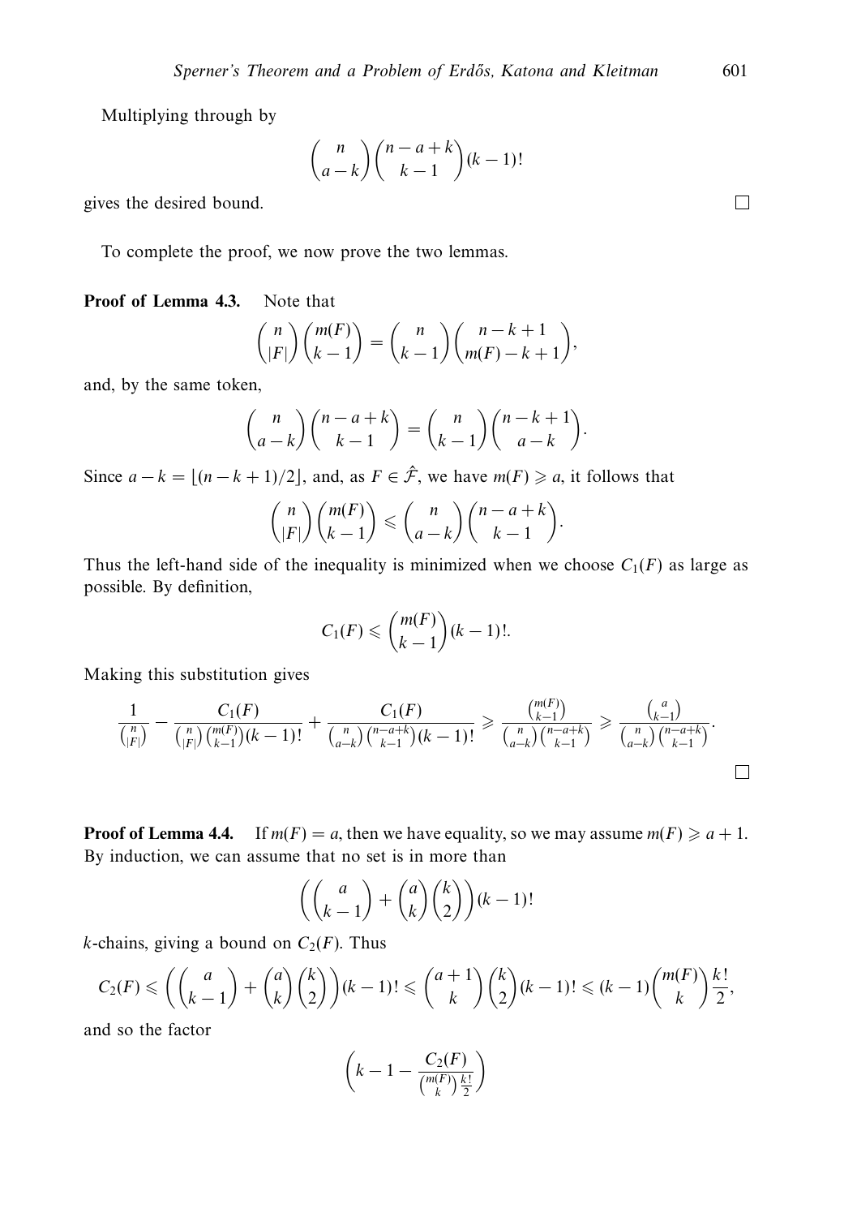Multiplying through by

$$\binom{n}{a-k}\binom{n-a+k}{k-1}(k-1)!$$

gives the desired bound. $\square$

To complete the proof, we now prove the two lemmas.

**Proof of Lemma 4.3.** Note that

$$\binom{n}{|F|}\binom{m(F)}{k-1} = \binom{n}{k-1}\binom{n-k+1}{m(F)-k+1},$$

and, by the same token,

$$\binom{n}{a-k}\binom{n-a+k}{k-1} = \binom{n}{k-1}\binom{n-k+1}{a-k}.$$

Since $a-k = \lfloor (n-k+1)/2 \rfloor$, and, as $F \in \hat{\mathcal{F}}$, we have $m(F) \geqslant a$, it follows that

$$\binom{n}{|F|}\binom{m(F)}{k-1} \leqslant \binom{n}{a-k}\binom{n-a+k}{k-1}.$$

Thus the left-hand side of the inequality is minimized when we choose $C_1(F)$ as large as possible. By definition,

$$C_1(F) \leqslant \binom{m(F)}{k-1}(k-1)!.$$

Making this substitution gives

$$\frac{1}{\binom{n}{|F|}} - \frac{C_1(F)}{\binom{n}{|F|}\binom{m(F)}{k-1}(k-1)!} + \frac{C_1(F)}{\binom{n}{a-k}\binom{n-a+k}{k-1}(k-1)!} \geqslant \frac{\binom{m(F)}{k-1}}{\binom{n}{a-k}\binom{n-a+k}{k-1}} \geqslant \frac{\binom{a}{k-1}}{\binom{n}{a-k}\binom{n-a+k}{k-1}}.$$

$\square$

**Proof of Lemma 4.4.** If $m(F) = a$, then we have equality, so we may assume $m(F) \geqslant a+1$. By induction, we can assume that no set is in more than

$$\left(\binom{a}{k-1} + \binom{a}{k}\binom{k}{2}\right)(k-1)!$$

$k$-chains, giving a bound on $C_2(F)$. Thus

$$C_2(F) \leqslant \left(\binom{a}{k-1} + \binom{a}{k}\binom{k}{2}\right)(k-1)! \leqslant \binom{a+1}{k}\binom{k}{2}(k-1)! \leqslant (k-1)\binom{m(F)}{k}\frac{k!}{2},$$

and so the factor

$$\left(k-1-\frac{C_2(F)}{\binom{m(F)}{k}\frac{k!}{2}}\right)$$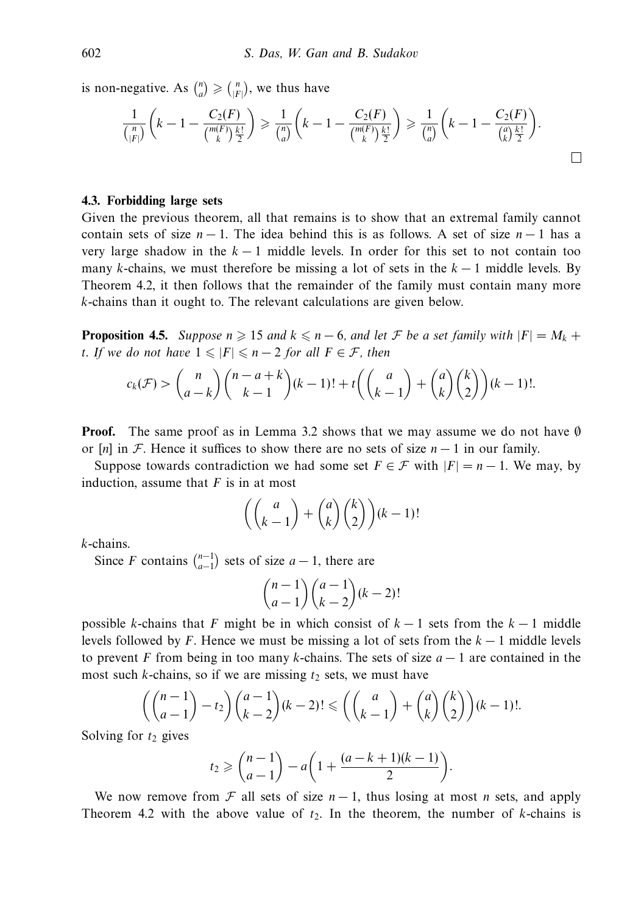is non-negative. As $\binom{n}{a} \geqslant \binom{n}{|F|}$, we thus have

$$\frac{1}{\binom{n}{|F|}}\left(k-1-\frac{C_2(F)}{\binom{m(F)}{k}\frac{k!}{2}}\right) \geqslant \frac{1}{\binom{n}{a}}\left(k-1-\frac{C_2(F)}{\binom{m(F)}{k}\frac{k!}{2}}\right) \geqslant \frac{1}{\binom{n}{a}}\left(k-1-\frac{C_2(F)}{\binom{a}{k}\frac{k!}{2}}\right).$$

$\square$

### 4.3. Forbidding large sets

Given the previous theorem, all that remains is to show that an extremal family cannot contain sets of size $n-1$. The idea behind this is as follows. A set of size $n-1$ has a very large shadow in the $k-1$ middle levels. In order for this set to not contain too many $k$-chains, we must therefore be missing a lot of sets in the $k-1$ middle levels. By Theorem 4.2, it then follows that the remainder of the family must contain many more $k$-chains than it ought to. The relevant calculations are given below.

**Proposition 4.5.** *Suppose $n \geqslant 15$ and $k \leqslant n-6$, and let $\mathcal{F}$ be a set family with $|F| = M_k + t$. If we do not have $1 \leqslant |F| \leqslant n-2$ for all $F \in \mathcal{F}$, then*

$$c_k(\mathcal{F}) > \binom{n}{a-k}\binom{n-a+k}{k-1}(k-1)! + t\left(\binom{a}{k-1} + \binom{a}{k}\binom{k}{2}\right)(k-1)!.$$

**Proof.** The same proof as in Lemma 3.2 shows that we may assume we do not have $\emptyset$ or $[n]$ in $\mathcal{F}$. Hence it suffices to show there are no sets of size $n-1$ in our family.

Suppose towards contradiction we had some set $F \in \mathcal{F}$ with $|F| = n-1$. We may, by induction, assume that $F$ is in at most

$$\left(\binom{a}{k-1} + \binom{a}{k}\binom{k}{2}\right)(k-1)!$$

$k$-chains.

Since $F$ contains $\binom{n-1}{a-1}$ sets of size $a-1$, there are

$$\binom{n-1}{a-1}\binom{a-1}{k-2}(k-2)!$$

possible $k$-chains that $F$ might be in which consist of $k-1$ sets from the $k-1$ middle levels followed by $F$. Hence we must be missing a lot of sets from the $k-1$ middle levels to prevent $F$ from being in too many $k$-chains. The sets of size $a-1$ are contained in the most such $k$-chains, so if we are missing $t_2$ sets, we must have

$$\left(\binom{n-1}{a-1} - t_2\right)\binom{a-1}{k-2}(k-2)! \leqslant \left(\binom{a}{k-1} + \binom{a}{k}\binom{k}{2}\right)(k-1)!.$$

Solving for $t_2$ gives

$$t_2 \geqslant \binom{n-1}{a-1} - a\left(1 + \frac{(a-k+1)(k-1)}{2}\right).$$

We now remove from $\mathcal{F}$ all sets of size $n-1$, thus losing at most $n$ sets, and apply Theorem 4.2 with the above value of $t_2$. In the theorem, the number of $k$-chains is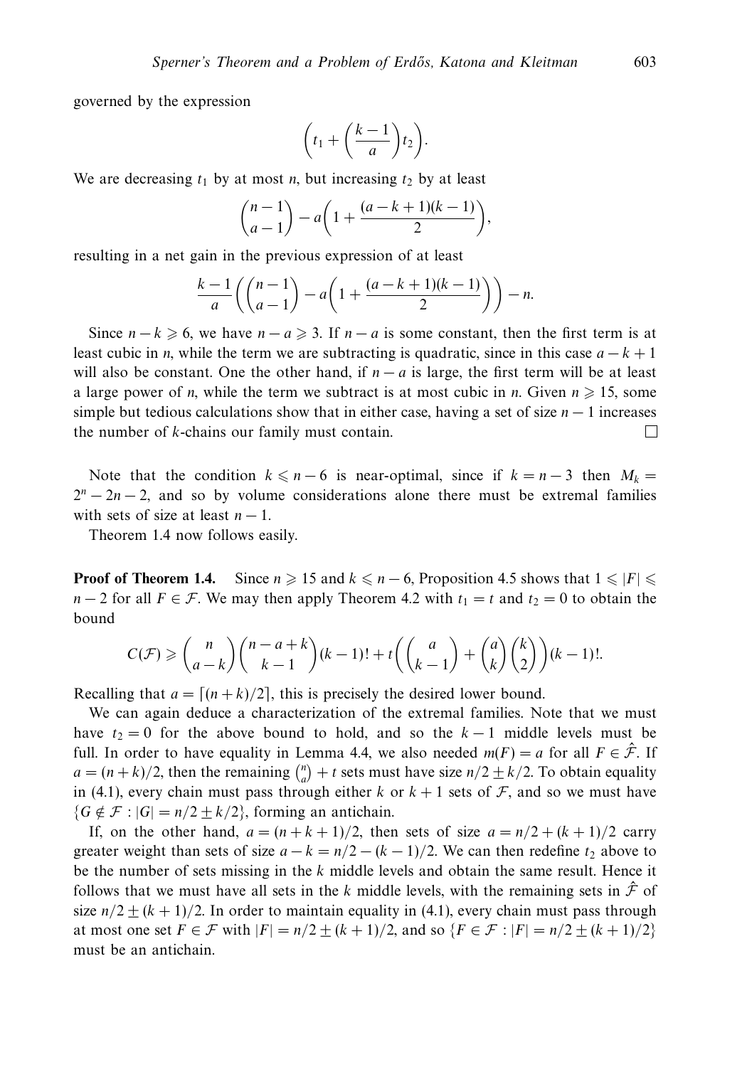governed by the expression

$$\left(t_1 + \left(\frac{k-1}{a}\right)t_2\right).$$

We are decreasing $t_1$ by at most $n$, but increasing $t_2$ by at least

$$\binom{n-1}{a-1} - a\left(1 + \frac{(a-k+1)(k-1)}{2}\right),$$

resulting in a net gain in the previous expression of at least

$$\frac{k-1}{a}\left(\binom{n-1}{a-1} - a\left(1 + \frac{(a-k+1)(k-1)}{2}\right)\right) - n.$$

Since $n - k \geqslant 6$, we have $n - a \geqslant 3$. If $n - a$ is some constant, then the first term is at least cubic in $n$, while the term we are subtracting is quadratic, since in this case $a - k + 1$ will also be constant. One the other hand, if $n - a$ is large, the first term will be at least a large power of $n$, while the term we subtract is at most cubic in $n$. Given $n \geqslant 15$, some simple but tedious calculations show that in either case, having a set of size $n - 1$ increases the number of $k$-chains our family must contain. □

Note that the condition $k \leqslant n - 6$ is near-optimal, since if $k = n - 3$ then $M_k = 2^n - 2n - 2$, and so by volume considerations alone there must be extremal families with sets of size at least $n - 1$.

Theorem 1.4 now follows easily.

**Proof of Theorem 1.4.** Since $n \geqslant 15$ and $k \leqslant n - 6$, Proposition 4.5 shows that $1 \leqslant |F| \leqslant n - 2$ for all $F \in \mathcal{F}$. We may then apply Theorem 4.2 with $t_1 = t$ and $t_2 = 0$ to obtain the bound

$$C(\mathcal{F}) \geqslant \binom{n}{a-k}\binom{n-a+k}{k-1}(k-1)! + t\left(\binom{a}{k-1} + \binom{a}{k}\binom{k}{2}\right)(k-1)!.$$

Recalling that $a = \lceil (n+k)/2 \rceil$, this is precisely the desired lower bound.

We can again deduce a characterization of the extremal families. Note that we must have $t_2 = 0$ for the above bound to hold, and so the $k - 1$ middle levels must be full. In order to have equality in Lemma 4.4, we also needed $m(F) = a$ for all $F \in \hat{\mathcal{F}}$. If $a = (n+k)/2$, then the remaining $\binom{n}{a} + t$ sets must have size $n/2 \pm k/2$. To obtain equality in (4.1), every chain must pass through either $k$ or $k + 1$ sets of $\mathcal{F}$, and so we must have $\{G \notin \mathcal{F} : |G| = n/2 \pm k/2\}$, forming an antichain.

If, on the other hand, $a = (n+k+1)/2$, then sets of size $a = n/2 + (k+1)/2$ carry greater weight than sets of size $a - k = n/2 - (k-1)/2$. We can then redefine $t_2$ above to be the number of sets missing in the $k$ middle levels and obtain the same result. Hence it follows that we must have all sets in the $k$ middle levels, with the remaining sets in $\hat{\mathcal{F}}$ of size $n/2 \pm (k+1)/2$. In order to maintain equality in (4.1), every chain must pass through at most one set $F \in \mathcal{F}$ with $|F| = n/2 \pm (k+1)/2$, and so $\{F \in \mathcal{F} : |F| = n/2 \pm (k+1)/2\}$ must be an antichain.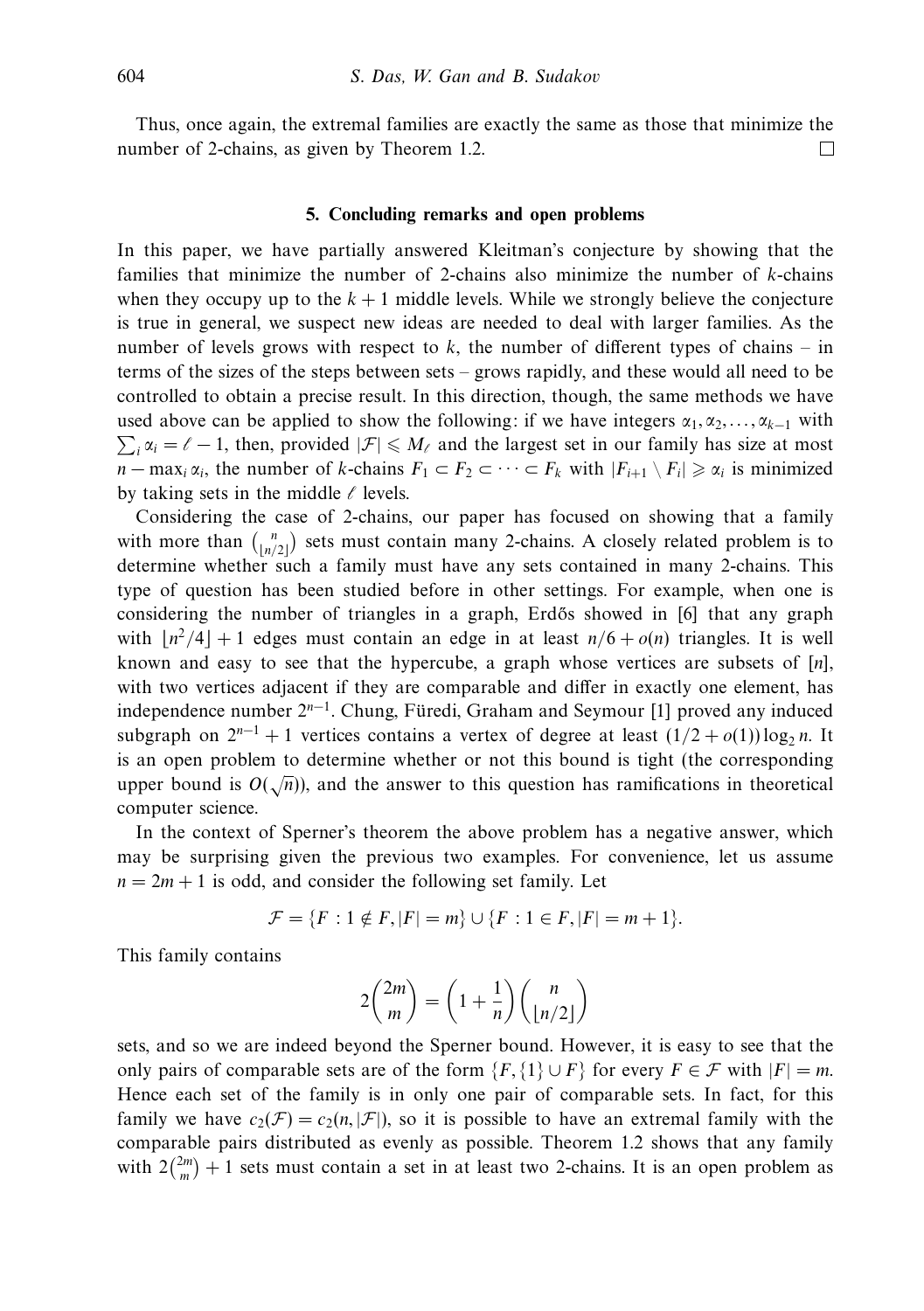Thus, once again, the extremal families are exactly the same as those that minimize the number of 2-chains, as given by Theorem 1.2. □

## 5. Concluding remarks and open problems

In this paper, we have partially answered Kleitman's conjecture by showing that the families that minimize the number of 2-chains also minimize the number of $k$-chains when they occupy up to the $k+1$ middle levels. While we strongly believe the conjecture is true in general, we suspect new ideas are needed to deal with larger families. As the number of levels grows with respect to $k$, the number of different types of chains – in terms of the sizes of the steps between sets – grows rapidly, and these would all need to be controlled to obtain a precise result. In this direction, though, the same methods we have used above can be applied to show the following: if we have integers $\alpha_1, \alpha_2, \ldots, \alpha_{k-1}$ with $\sum_i \alpha_i = \ell - 1$, then, provided $|\mathcal{F}| \leqslant M_\ell$ and the largest set in our family has size at most $n - \max_i \alpha_i$, the number of $k$-chains $F_1 \subset F_2 \subset \cdots \subset F_k$ with $|F_{i+1} \setminus F_i| \geqslant \alpha_i$ is minimized by taking sets in the middle $\ell$ levels.

Considering the case of 2-chains, our paper has focused on showing that a family with more than $\binom{n}{\lfloor n/2 \rfloor}$ sets must contain many 2-chains. A closely related problem is to determine whether such a family must have any sets contained in many 2-chains. This type of question has been studied before in other settings. For example, when one is considering the number of triangles in a graph, Erdős showed in [6] that any graph with $\lfloor n^2/4 \rfloor + 1$ edges must contain an edge in at least $n/6 + o(n)$ triangles. It is well known and easy to see that the hypercube, a graph whose vertices are subsets of $[n]$, with two vertices adjacent if they are comparable and differ in exactly one element, has independence number $2^{n-1}$. Chung, Füredi, Graham and Seymour [1] proved any induced subgraph on $2^{n-1} + 1$ vertices contains a vertex of degree at least $(1/2 + o(1)) \log_2 n$. It is an open problem to determine whether or not this bound is tight (the corresponding upper bound is $O(\sqrt{n})$), and the answer to this question has ramifications in theoretical computer science.

In the context of Sperner's theorem the above problem has a negative answer, which may be surprising given the previous two examples. For convenience, let us assume $n = 2m + 1$ is odd, and consider the following set family. Let

$$\mathcal{F} = \{F : 1 \notin F, |F| = m\} \cup \{F : 1 \in F, |F| = m + 1\}.$$

This family contains

$$2\binom{2m}{m} = \left(1 + \frac{1}{n}\right)\binom{n}{\lfloor n/2 \rfloor}$$

sets, and so we are indeed beyond the Sperner bound. However, it is easy to see that the only pairs of comparable sets are of the form $\{F, \{1\} \cup F\}$ for every $F \in \mathcal{F}$ with $|F| = m$. Hence each set of the family is in only one pair of comparable sets. In fact, for this family we have $c_2(\mathcal{F}) = c_2(n, |\mathcal{F}|)$, so it is possible to have an extremal family with the comparable pairs distributed as evenly as possible. Theorem 1.2 shows that any family with $2\binom{2m}{m} + 1$ sets must contain a set in at least two 2-chains. It is an open problem as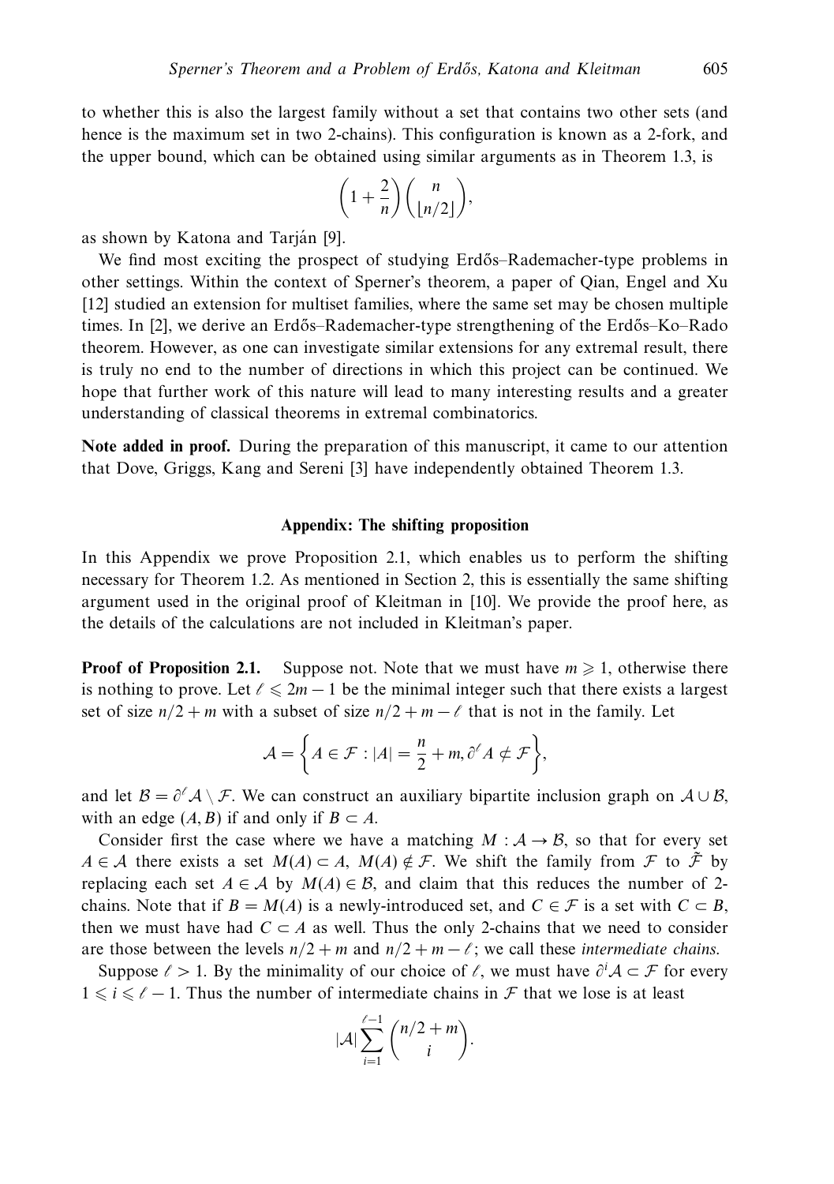to whether this is also the largest family without a set that contains two other sets (and hence is the maximum set in two 2-chains). This configuration is known as a 2-fork, and the upper bound, which can be obtained using similar arguments as in Theorem 1.3, is

$$\left(1+\frac{2}{n}\right)\binom{n}{\lfloor n/2\rfloor},$$

as shown by Katona and Tarján [9].

We find most exciting the prospect of studying Erdős–Rademacher-type problems in other settings. Within the context of Sperner's theorem, a paper of Qian, Engel and Xu [12] studied an extension for multiset families, where the same set may be chosen multiple times. In [2], we derive an Erdős–Rademacher-type strengthening of the Erdős–Ko–Rado theorem. However, as one can investigate similar extensions for any extremal result, there is truly no end to the number of directions in which this project can be continued. We hope that further work of this nature will lead to many interesting results and a greater understanding of classical theorems in extremal combinatorics.

**Note added in proof.** During the preparation of this manuscript, it came to our attention that Dove, Griggs, Kang and Sereni [3] have independently obtained Theorem 1.3.

## Appendix: The shifting proposition

In this Appendix we prove Proposition 2.1, which enables us to perform the shifting necessary for Theorem 1.2. As mentioned in Section 2, this is essentially the same shifting argument used in the original proof of Kleitman in [10]. We provide the proof here, as the details of the calculations are not included in Kleitman's paper.

**Proof of Proposition 2.1.** Suppose not. Note that we must have $m \geqslant 1$, otherwise there is nothing to prove. Let $\ell \leqslant 2m-1$ be the minimal integer such that there exists a largest set of size $n/2+m$ with a subset of size $n/2+m-\ell$ that is not in the family. Let

$$\mathcal{A} = \left\{ A \in \mathcal{F} : |A| = \frac{n}{2}+m, \partial^{\ell} A \not\subset \mathcal{F} \right\},$$

and let $\mathcal{B} = \partial^{\ell}\mathcal{A} \setminus \mathcal{F}$. We can construct an auxiliary bipartite inclusion graph on $\mathcal{A} \cup \mathcal{B}$, with an edge $(A, B)$ if and only if $B \subset A$.

Consider first the case where we have a matching $M : \mathcal{A} \to \mathcal{B}$, so that for every set $A \in \mathcal{A}$ there exists a set $M(A) \subset A$, $M(A) \notin \mathcal{F}$. We shift the family from $\mathcal{F}$ to $\tilde{\mathcal{F}}$ by replacing each set $A \in \mathcal{A}$ by $M(A) \in \mathcal{B}$, and claim that this reduces the number of 2-chains. Note that if $B = M(A)$ is a newly-introduced set, and $C \in \mathcal{F}$ is a set with $C \subset B$, then we must have had $C \subset A$ as well. Thus the only 2-chains that we need to consider are those between the levels $n/2+m$ and $n/2+m-\ell$; we call these *intermediate chains*.

Suppose $\ell > 1$. By the minimality of our choice of $\ell$, we must have $\partial^{i}\mathcal{A} \subset \mathcal{F}$ for every $1 \leqslant i \leqslant \ell - 1$. Thus the number of intermediate chains in $\mathcal{F}$ that we lose is at least

$$|\mathcal{A}| \sum_{i=1}^{\ell-1} \binom{n/2+m}{i}.$$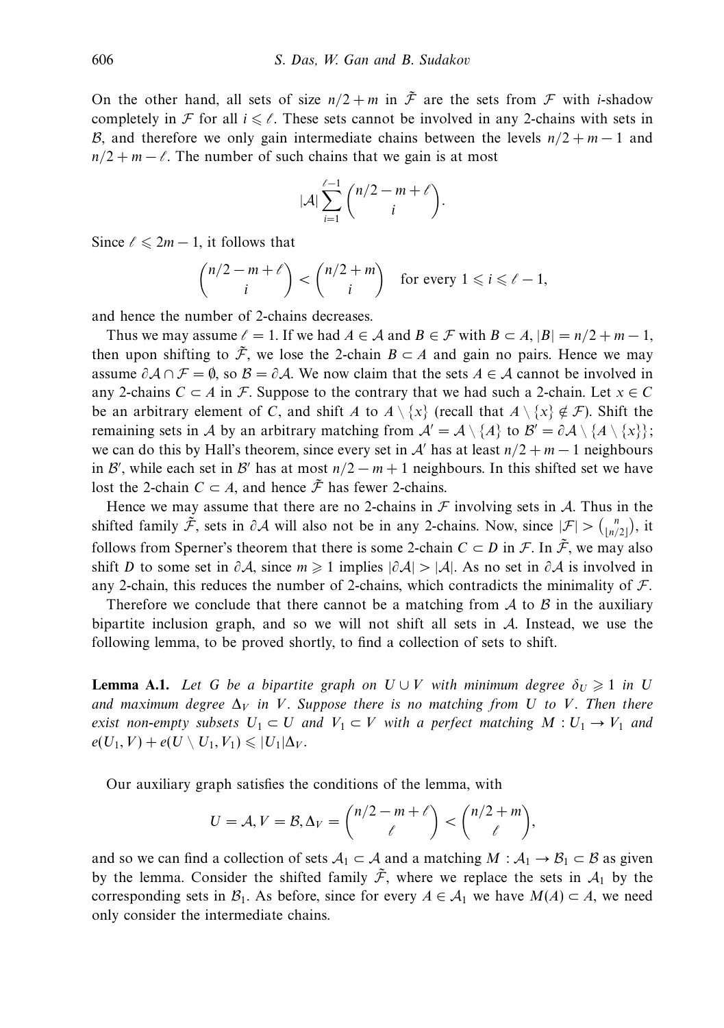On the other hand, all sets of size $n/2+m$ in $\tilde{\mathcal{F}}$ are the sets from $\mathcal{F}$ with $i$-shadow completely in $\mathcal{F}$ for all $i \leqslant \ell$. These sets cannot be involved in any 2-chains with sets in $\mathcal{B}$, and therefore we only gain intermediate chains between the levels $n/2+m-1$ and $n/2+m-\ell$. The number of such chains that we gain is at most

$$|\mathcal{A}| \sum_{i=1}^{\ell-1} \binom{n/2-m+\ell}{i}.$$

Since $\ell \leqslant 2m-1$, it follows that

$$\binom{n/2-m+\ell}{i} < \binom{n/2+m}{i} \quad \text{for every } 1 \leqslant i \leqslant \ell-1,$$

and hence the number of 2-chains decreases.

Thus we may assume $\ell = 1$. If we had $A \in \mathcal{A}$ and $B \in \mathcal{F}$ with $B \subset A$, $|B| = n/2+m-1$, then upon shifting to $\tilde{\mathcal{F}}$, we lose the 2-chain $B \subset A$ and gain no pairs. Hence we may assume $\partial\mathcal{A} \cap \mathcal{F} = \emptyset$, so $\mathcal{B} = \partial\mathcal{A}$. We now claim that the sets $A \in \mathcal{A}$ cannot be involved in any 2-chains $C \subset A$ in $\mathcal{F}$. Suppose to the contrary that we had such a 2-chain. Let $x \in C$ be an arbitrary element of $C$, and shift $A$ to $A \setminus \{x\}$ (recall that $A \setminus \{x\} \notin \mathcal{F}$). Shift the remaining sets in $\mathcal{A}$ by an arbitrary matching from $\mathcal{A}' = \mathcal{A} \setminus \{A\}$ to $\mathcal{B}' = \partial\mathcal{A} \setminus \{A \setminus \{x\}\}$; we can do this by Hall's theorem, since every set in $\mathcal{A}'$ has at least $n/2+m-1$ neighbours in $\mathcal{B}'$, while each set in $\mathcal{B}'$ has at most $n/2-m+1$ neighbours. In this shifted set we have lost the 2-chain $C \subset A$, and hence $\tilde{\mathcal{F}}$ has fewer 2-chains.

Hence we may assume that there are no 2-chains in $\mathcal{F}$ involving sets in $\mathcal{A}$. Thus in the shifted family $\tilde{\mathcal{F}}$, sets in $\partial\mathcal{A}$ will also not be in any 2-chains. Now, since $|\mathcal{F}| > \binom{n}{\lfloor n/2 \rfloor}$, it follows from Sperner's theorem that there is some 2-chain $C \subset D$ in $\mathcal{F}$. In $\tilde{\mathcal{F}}$, we may also shift $D$ to some set in $\partial\mathcal{A}$, since $m \geqslant 1$ implies $|\partial\mathcal{A}| > |\mathcal{A}|$. As no set in $\partial\mathcal{A}$ is involved in any 2-chain, this reduces the number of 2-chains, which contradicts the minimality of $\mathcal{F}$.

Therefore we conclude that there cannot be a matching from $\mathcal{A}$ to $\mathcal{B}$ in the auxiliary bipartite inclusion graph, and so we will not shift all sets in $\mathcal{A}$. Instead, we use the following lemma, to be proved shortly, to find a collection of sets to shift.

**Lemma A.1.** *Let $G$ be a bipartite graph on $U \cup V$ with minimum degree $\delta_U \geqslant 1$ in $U$ and maximum degree $\Delta_V$ in $V$. Suppose there is no matching from $U$ to $V$. Then there exist non-empty subsets $U_1 \subset U$ and $V_1 \subset V$ with a perfect matching $M : U_1 \to V_1$ and $e(U_1, V) + e(U \setminus U_1, V_1) \leqslant |U_1|\Delta_V$.*

Our auxiliary graph satisfies the conditions of the lemma, with

$$U = \mathcal{A}, V = \mathcal{B}, \Delta_V = \binom{n/2-m+\ell}{\ell} < \binom{n/2+m}{\ell},$$

and so we can find a collection of sets $\mathcal{A}_1 \subset \mathcal{A}$ and a matching $M : \mathcal{A}_1 \to \mathcal{B}_1 \subset \mathcal{B}$ as given by the lemma. Consider the shifted family $\tilde{\mathcal{F}}$, where we replace the sets in $\mathcal{A}_1$ by the corresponding sets in $\mathcal{B}_1$. As before, since for every $A \in \mathcal{A}_1$ we have $M(A) \subset A$, we need only consider the intermediate chains.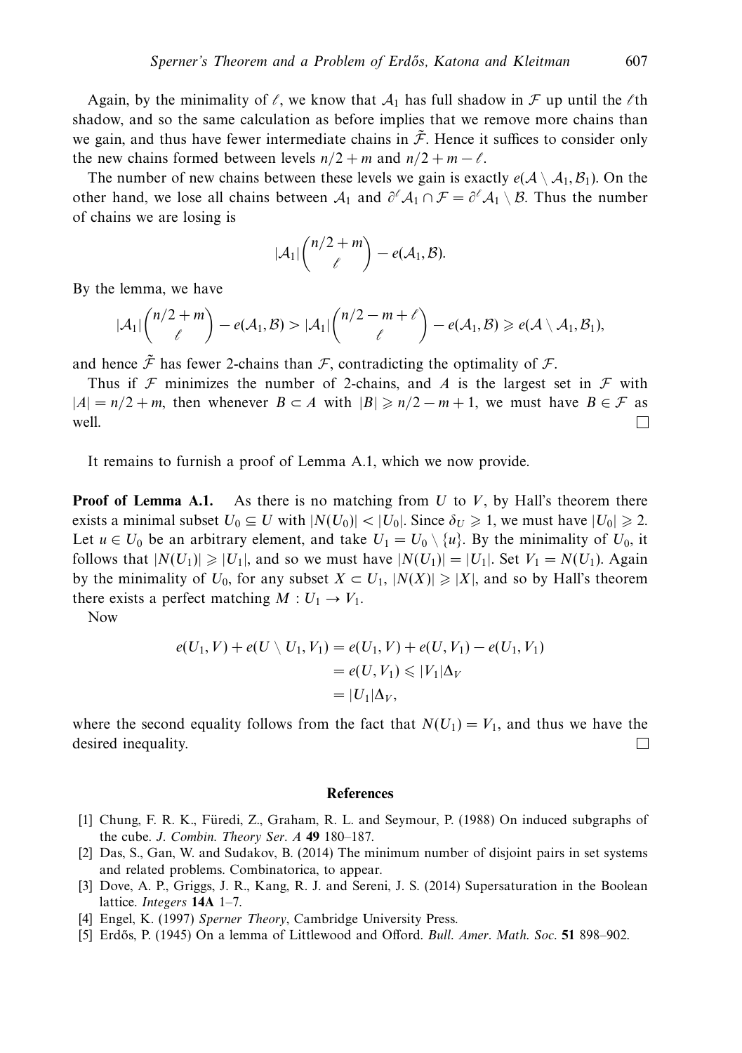Again, by the minimality of $\ell$, we know that $\mathcal{A}_1$ has full shadow in $\mathcal{F}$ up until the $\ell$th shadow, and so the same calculation as before implies that we remove more chains than we gain, and thus have fewer intermediate chains in $\tilde{\mathcal{F}}$. Hence it suffices to consider only the new chains formed between levels $n/2+m$ and $n/2+m-\ell$.

The number of new chains between these levels we gain is exactly $e(\mathcal{A}\setminus\mathcal{A}_1,\mathcal{B}_1)$. On the other hand, we lose all chains between $\mathcal{A}_1$ and $\partial^\ell\mathcal{A}_1\cap\mathcal{F}=\partial^\ell\mathcal{A}_1\setminus\mathcal{B}$. Thus the number of chains we are losing is

$$|\mathcal{A}_1|\binom{n/2+m}{\ell}-e(\mathcal{A}_1,\mathcal{B}).$$

By the lemma, we have

$$|\mathcal{A}_1|\binom{n/2+m}{\ell}-e(\mathcal{A}_1,\mathcal{B})>|\mathcal{A}_1|\binom{n/2-m+\ell}{\ell}-e(\mathcal{A}_1,\mathcal{B})\geqslant e(\mathcal{A}\setminus\mathcal{A}_1,\mathcal{B}_1),$$

and hence $\tilde{\mathcal{F}}$ has fewer 2-chains than $\mathcal{F}$, contradicting the optimality of $\mathcal{F}$.

Thus if $\mathcal{F}$ minimizes the number of 2-chains, and $A$ is the largest set in $\mathcal{F}$ with $|A|=n/2+m$, then whenever $B\subset A$ with $|B|\geqslant n/2-m+1$, we must have $B\in\mathcal{F}$ as well. □

It remains to furnish a proof of Lemma A.1, which we now provide.

**Proof of Lemma A.1.** As there is no matching from $U$ to $V$, by Hall's theorem there exists a minimal subset $U_0\subseteq U$ with $|N(U_0)|<|U_0|$. Since $\delta_U\geqslant 1$, we must have $|U_0|\geqslant 2$. Let $u\in U_0$ be an arbitrary element, and take $U_1=U_0\setminus\{u\}$. By the minimality of $U_0$, it follows that $|N(U_1)|\geqslant|U_1|$, and so we must have $|N(U_1)|=|U_1|$. Set $V_1=N(U_1)$. Again by the minimality of $U_0$, for any subset $X\subset U_1$, $|N(X)|\geqslant|X|$, and so by Hall's theorem there exists a perfect matching $M:U_1\to V_1$.

Now

$$\begin{aligned}e(U_1,V)+e(U\setminus U_1,V_1)&=e(U_1,V)+e(U,V_1)-e(U_1,V_1)\\&=e(U,V_1)\leqslant|V_1|\Delta_V\\&=|U_1|\Delta_V,\end{aligned}$$

where the second equality follows from the fact that $N(U_1)=V_1$, and thus we have the desired inequality. □

## References

[1] Chung, F. R. K., Füredi, Z., Graham, R. L. and Seymour, P. (1988) On induced subgraphs of the cube. *J. Combin. Theory Ser. A* **49** 180–187.

[2] Das, S., Gan, W. and Sudakov, B. (2014) The minimum number of disjoint pairs in set systems and related problems. Combinatorica, to appear.

[3] Dove, A. P., Griggs, J. R., Kang, R. J. and Sereni, J. S. (2014) Supersaturation in the Boolean lattice. *Integers* **14A** 1–7.

[4] Engel, K. (1997) *Sperner Theory*, Cambridge University Press.

[5] Erdős, P. (1945) On a lemma of Littlewood and Offord. *Bull. Amer. Math. Soc.* **51** 898–902.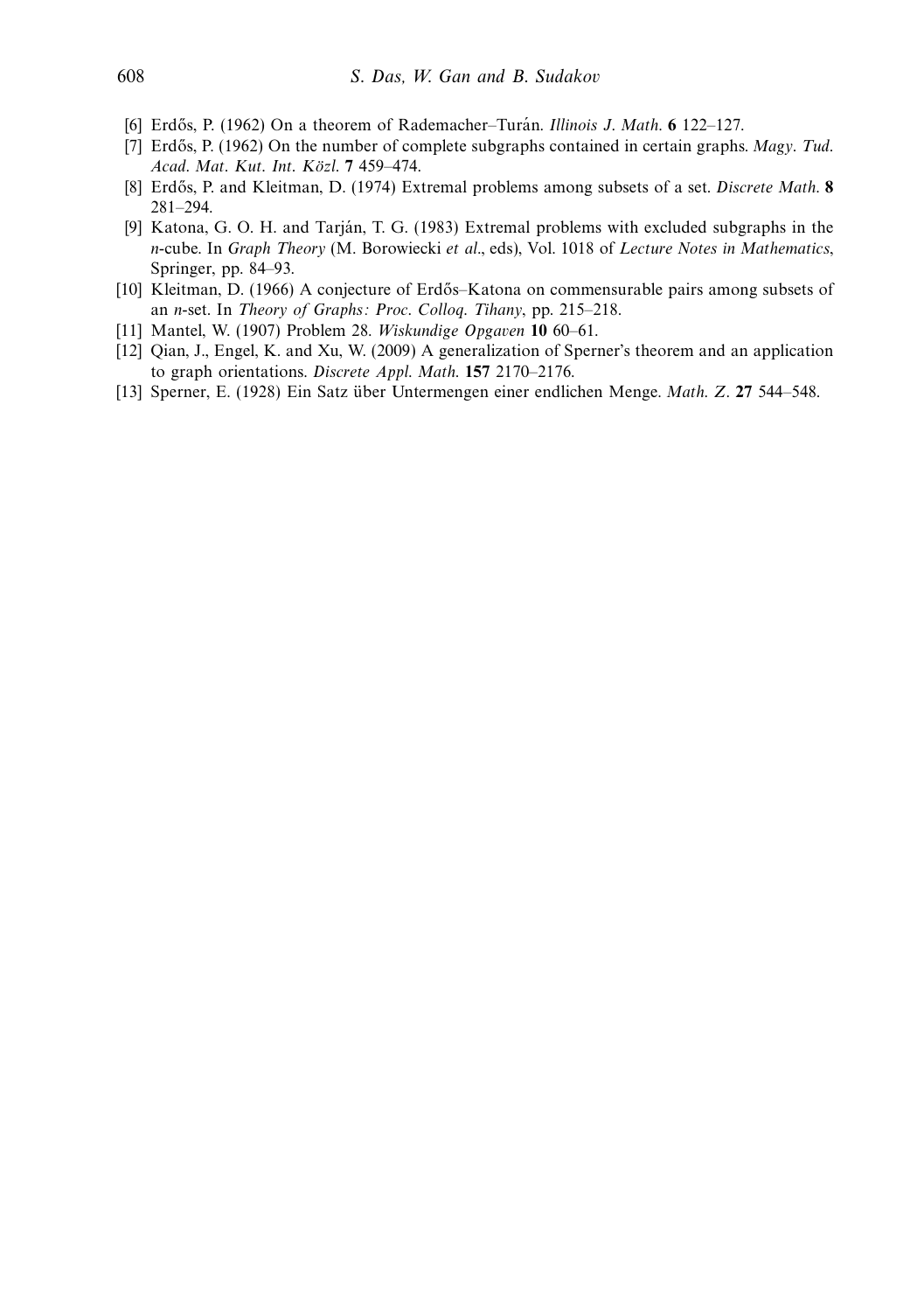[6] Erdős, P. (1962) On a theorem of Rademacher–Turán. *Illinois J. Math.* **6** 122–127.

[7] Erdős, P. (1962) On the number of complete subgraphs contained in certain graphs. *Magy. Tud. Acad. Mat. Kut. Int. Közl.* **7** 459–474.

[8] Erdős, P. and Kleitman, D. (1974) Extremal problems among subsets of a set. *Discrete Math.* **8** 281–294.

[9] Katona, G. O. H. and Tarján, T. G. (1983) Extremal problems with excluded subgraphs in the *n*-cube. In *Graph Theory* (M. Borowiecki *et al.*, eds), Vol. 1018 of *Lecture Notes in Mathematics*, Springer, pp. 84–93.

[10] Kleitman, D. (1966) A conjecture of Erdős–Katona on commensurable pairs among subsets of an *n*-set. In *Theory of Graphs: Proc. Colloq. Tihany*, pp. 215–218.

[11] Mantel, W. (1907) Problem 28. *Wiskundige Opgaven* **10** 60–61.

[12] Qian, J., Engel, K. and Xu, W. (2009) A generalization of Sperner's theorem and an application to graph orientations. *Discrete Appl. Math.* **157** 2170–2176.

[13] Sperner, E. (1928) Ein Satz über Untermengen einer endlichen Menge. *Math. Z.* **27** 544–548.